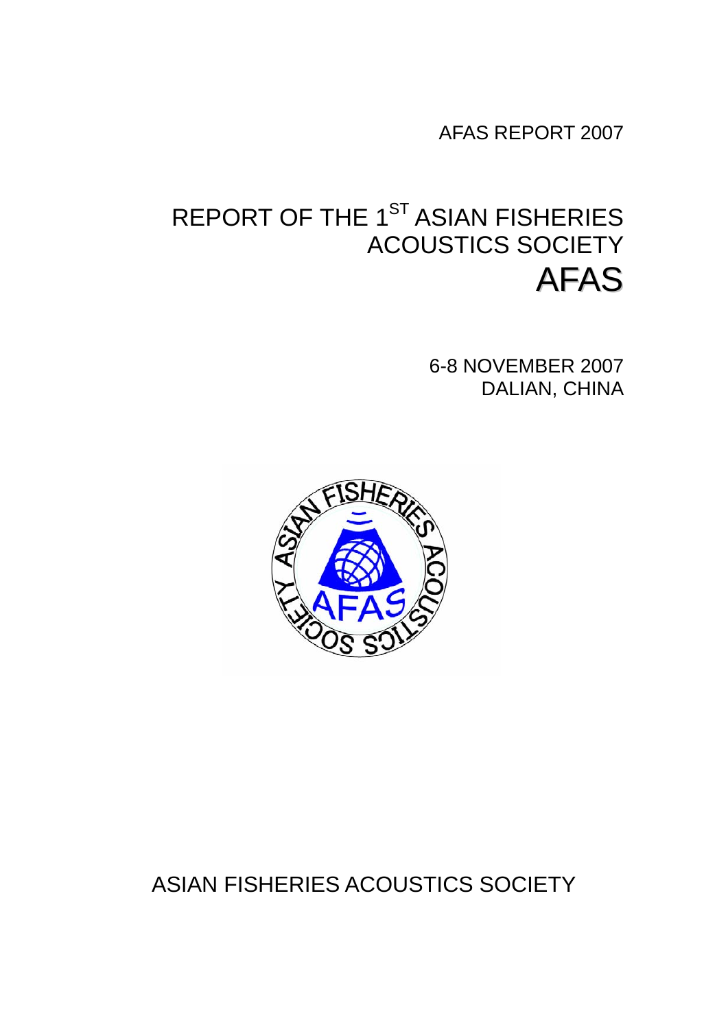AFAS REPORT 2007

# REPORT OF THE 1$^{ST}$ ASIAN FISHERIES ACOUSTICS SOCIETY

# AFAS

6-8 NOVEMBER 2007
DALIAN, CHINA

ASIAN FISHERIES ACOUSTICS SOCIETY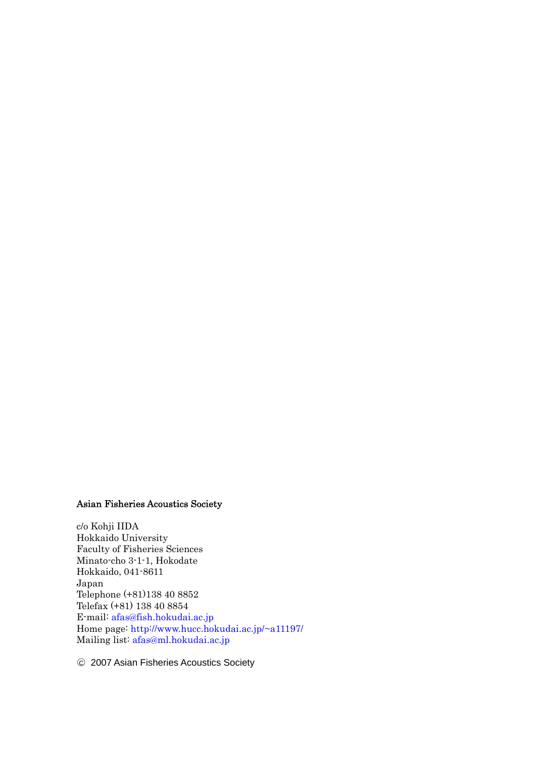**Asian Fisheries Acoustics Society**

c/o Kohji IIDA  
Hokkaido University  
Faculty of Fisheries Sciences  
Minato-cho 3-1-1, Hokodate  
Hokkaido, 041-8611  
Japan  
Telephone (+81)138 40 8852  
Telefax (+81) 138 40 8854  
E-mail: afas@fish.hokudai.ac.jp  
Home page: http://www.hucc.hokudai.ac.jp/~a11197/  
Mailing list: afas@ml.hokudai.ac.jp

© 2007 Asian Fisheries Acoustics Society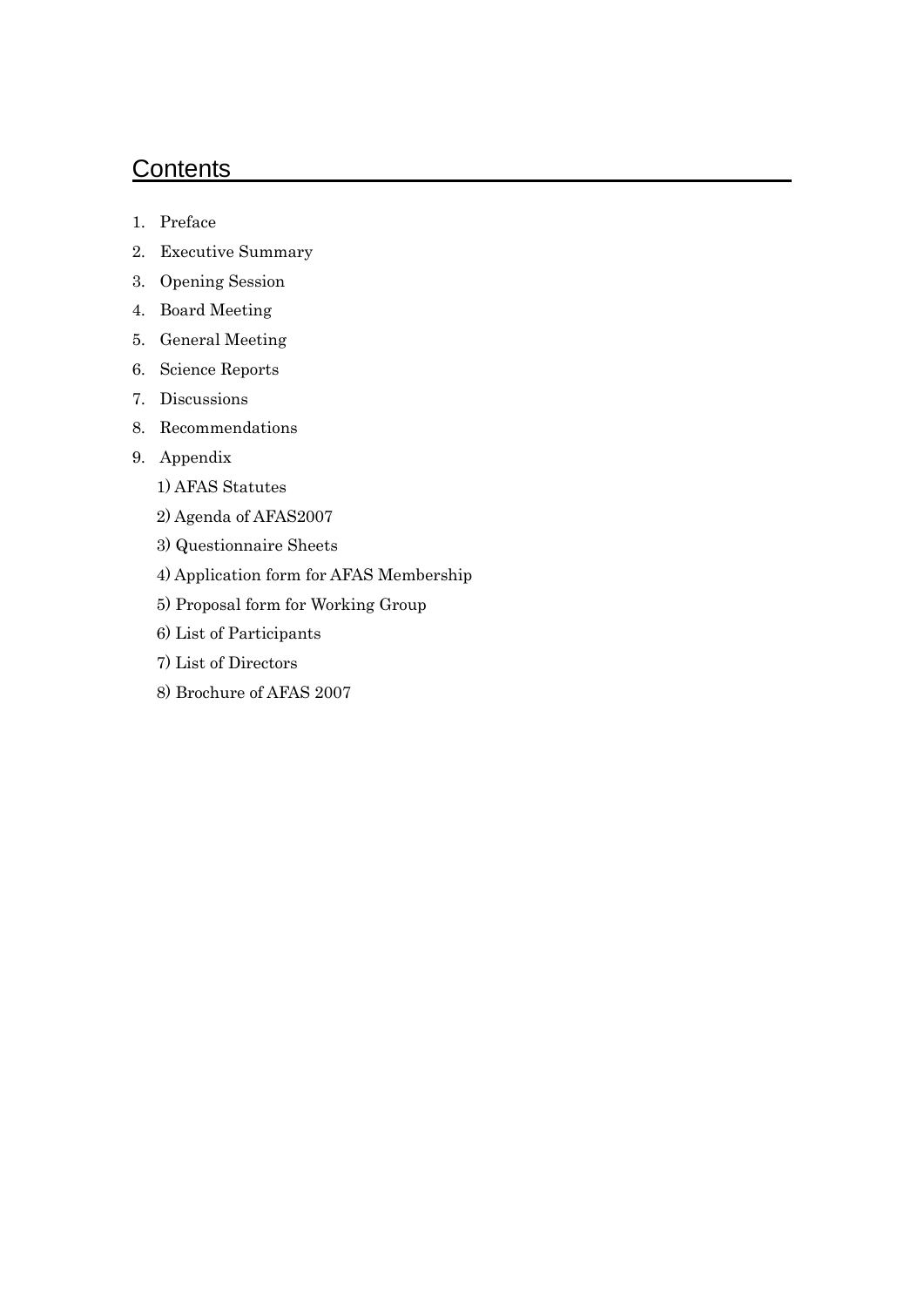# Contents

1. Preface
2. Executive Summary
3. Opening Session
4. Board Meeting
5. General Meeting
6. Science Reports
7. Discussions
8. Recommendations
9. Appendix
    1) AFAS Statutes
    2) Agenda of AFAS2007
    3) Questionnaire Sheets
    4) Application form for AFAS Membership
    5) Proposal form for Working Group
    6) List of Participants
    7) List of Directors
    8) Brochure of AFAS 2007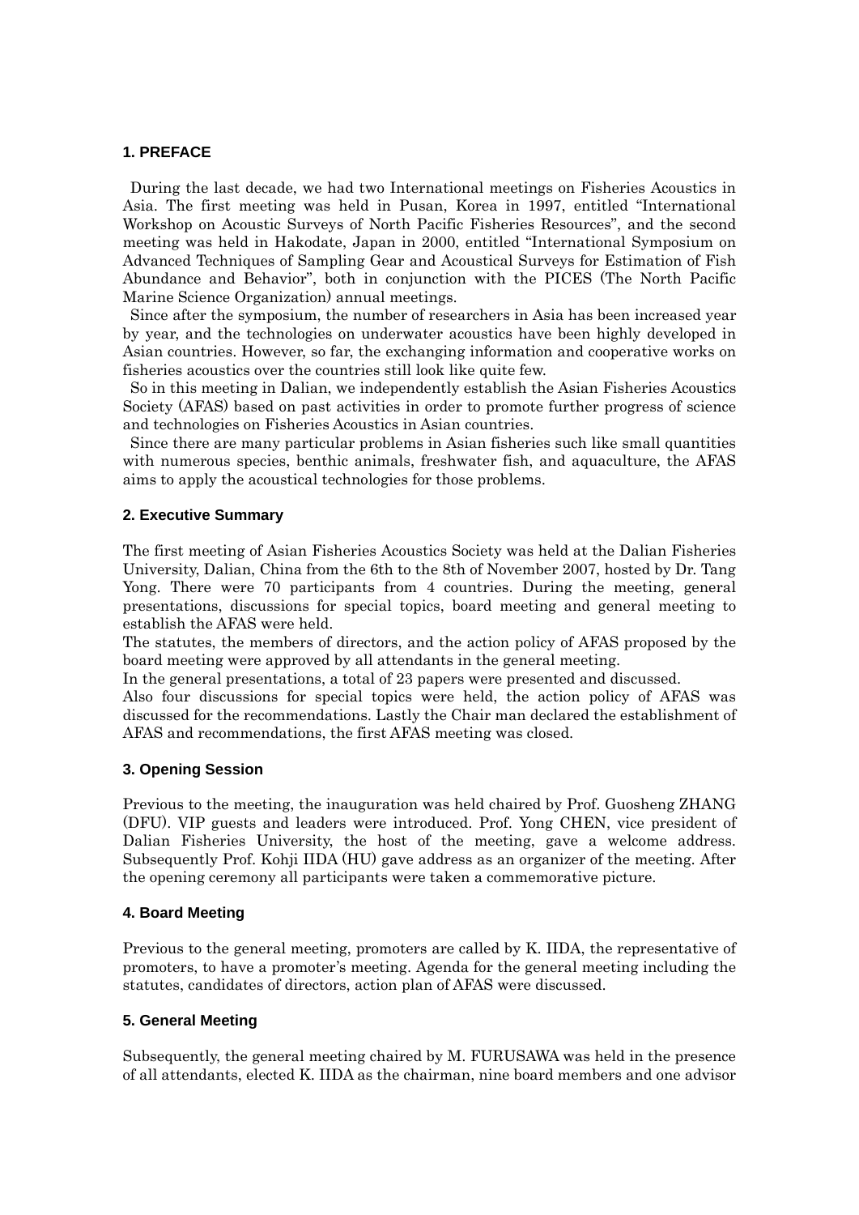## 1. PREFACE

During the last decade, we had two International meetings on Fisheries Acoustics in Asia. The first meeting was held in Pusan, Korea in 1997, entitled "International Workshop on Acoustic Surveys of North Pacific Fisheries Resources", and the second meeting was held in Hakodate, Japan in 2000, entitled "International Symposium on Advanced Techniques of Sampling Gear and Acoustical Surveys for Estimation of Fish Abundance and Behavior", both in conjunction with the PICES (The North Pacific Marine Science Organization) annual meetings.

Since after the symposium, the number of researchers in Asia has been increased year by year, and the technologies on underwater acoustics have been highly developed in Asian countries. However, so far, the exchanging information and cooperative works on fisheries acoustics over the countries still look like quite few.

So in this meeting in Dalian, we independently establish the Asian Fisheries Acoustics Society (AFAS) based on past activities in order to promote further progress of science and technologies on Fisheries Acoustics in Asian countries.

Since there are many particular problems in Asian fisheries such like small quantities with numerous species, benthic animals, freshwater fish, and aquaculture, the AFAS aims to apply the acoustical technologies for those problems.

## 2. Executive Summary

The first meeting of Asian Fisheries Acoustics Society was held at the Dalian Fisheries University, Dalian, China from the 6th to the 8th of November 2007, hosted by Dr. Tang Yong. There were 70 participants from 4 countries. During the meeting, general presentations, discussions for special topics, board meeting and general meeting to establish the AFAS were held.

The statutes, the members of directors, and the action policy of AFAS proposed by the board meeting were approved by all attendants in the general meeting.

In the general presentations, a total of 23 papers were presented and discussed.

Also four discussions for special topics were held, the action policy of AFAS was discussed for the recommendations. Lastly the Chair man declared the establishment of AFAS and recommendations, the first AFAS meeting was closed.

## 3. Opening Session

Previous to the meeting, the inauguration was held chaired by Prof. Guosheng ZHANG (DFU). VIP guests and leaders were introduced. Prof. Yong CHEN, vice president of Dalian Fisheries University, the host of the meeting, gave a welcome address. Subsequently Prof. Kohji IIDA (HU) gave address as an organizer of the meeting. After the opening ceremony all participants were taken a commemorative picture.

## 4. Board Meeting

Previous to the general meeting, promoters are called by K. IIDA, the representative of promoters, to have a promoter's meeting. Agenda for the general meeting including the statutes, candidates of directors, action plan of AFAS were discussed.

## 5. General Meeting

Subsequently, the general meeting chaired by M. FURUSAWA was held in the presence of all attendants, elected K. IIDA as the chairman, nine board members and one advisor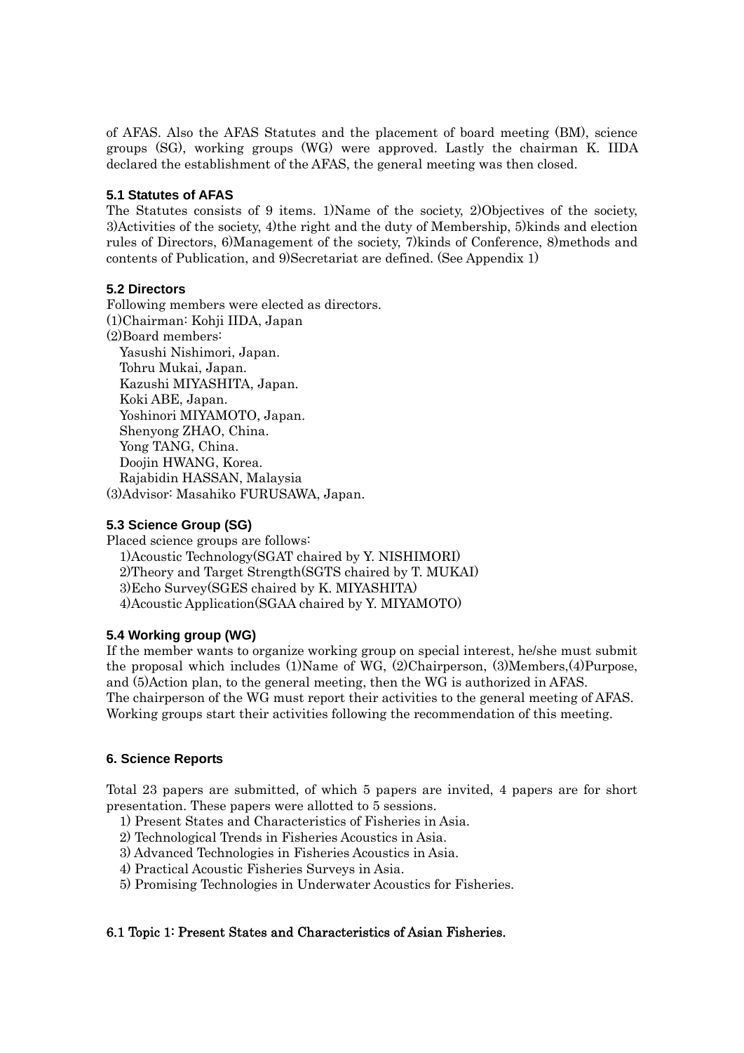of AFAS. Also the AFAS Statutes and the placement of board meeting (BM), science groups (SG), working groups (WG) were approved. Lastly the chairman K. IIDA declared the establishment of the AFAS, the general meeting was then closed.

### 5.1 Statutes of AFAS

The Statutes consists of 9 items. 1)Name of the society, 2)Objectives of the society, 3)Activities of the society, 4)the right and the duty of Membership, 5)kinds and election rules of Directors, 6)Management of the society, 7)kinds of Conference, 8)methods and contents of Publication, and 9)Secretariat are defined. (See Appendix 1)

### 5.2 Directors

Following members were elected as directors.

(1)Chairman: Kohji IIDA, Japan

(2)Board members:

- Yasushi Nishimori, Japan.
- Tohru Mukai, Japan.
- Kazushi MIYASHITA, Japan.
- Koki ABE, Japan.
- Yoshinori MIYAMOTO, Japan.
- Shenyong ZHAO, China.
- Yong TANG, China.
- Doojin HWANG, Korea.
- Rajabidin HASSAN, Malaysia

(3)Advisor: Masahiko FURUSAWA, Japan.

### 5.3 Science Group (SG)

Placed science groups are follows:

1)Acoustic Technology(SGAT chaired by Y. NISHIMORI)
2)Theory and Target Strength(SGTS chaired by T. MUKAI)
3)Echo Survey(SGES chaired by K. MIYASHITA)
4)Acoustic Application(SGAA chaired by Y. MIYAMOTO)

### 5.4 Working group (WG)

If the member wants to organize working group on special interest, he/she must submit the proposal which includes (1)Name of WG, (2)Chairperson, (3)Members,(4)Purpose, and (5)Action plan, to the general meeting, then the WG is authorized in AFAS.
The chairperson of the WG must report their activities to the general meeting of AFAS. Working groups start their activities following the recommendation of this meeting.

## 6. Science Reports

Total 23 papers are submitted, of which 5 papers are invited, 4 papers are for short presentation. These papers were allotted to 5 sessions.

1) Present States and Characteristics of Fisheries in Asia.
2) Technological Trends in Fisheries Acoustics in Asia.
3) Advanced Technologies in Fisheries Acoustics in Asia.
4) Practical Acoustic Fisheries Surveys in Asia.
5) Promising Technologies in Underwater Acoustics for Fisheries.

### 6.1 Topic 1: Present States and Characteristics of Asian Fisheries.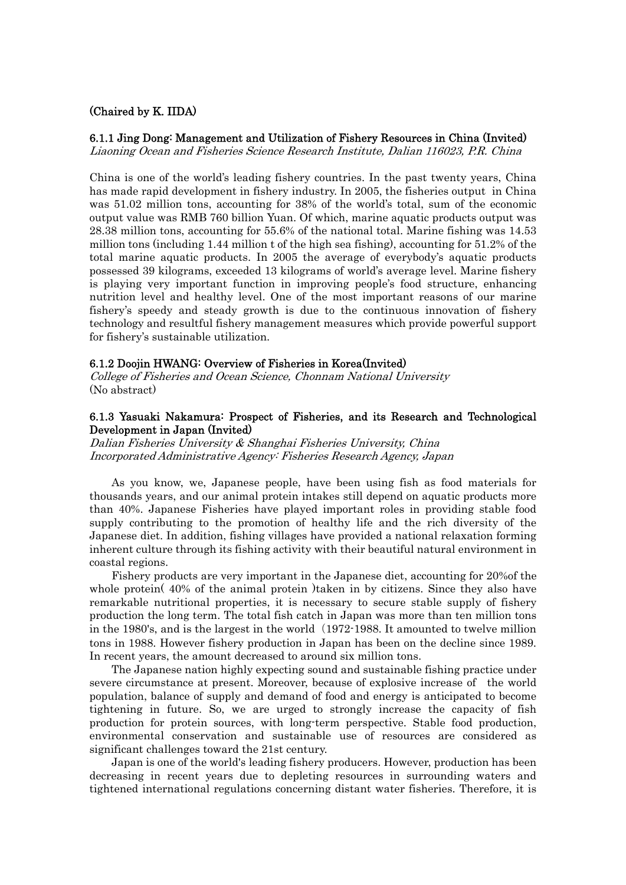**(Chaired by K. IIDA)**

### 6.1.1 Jing Dong: Management and Utilization of Fishery Resources in China (Invited)

*Liaoning Ocean and Fisheries Science Research Institute, Dalian 116023, P.R. China*

China is one of the world's leading fishery countries. In the past twenty years, China has made rapid development in fishery industry. In 2005, the fisheries output in China was 51.02 million tons, accounting for 38% of the world's total, sum of the economic output value was RMB 760 billion Yuan. Of which, marine aquatic products output was 28.38 million tons, accounting for 55.6% of the national total. Marine fishing was 14.53 million tons (including 1.44 million t of the high sea fishing), accounting for 51.2% of the total marine aquatic products. In 2005 the average of everybody's aquatic products possessed 39 kilograms, exceeded 13 kilograms of world's average level. Marine fishery is playing very important function in improving people's food structure, enhancing nutrition level and healthy level. One of the most important reasons of our marine fishery's speedy and steady growth is due to the continuous innovation of fishery technology and resultful fishery management measures which provide powerful support for fishery's sustainable utilization.

### 6.1.2 Doojin HWANG: Overview of Fisheries in Korea(Invited)

*College of Fisheries and Ocean Science, Chonnam National University*
(No abstract)

### 6.1.3 Yasuaki Nakamura: Prospect of Fisheries, and its Research and Technological Development in Japan (Invited)

*Dalian Fisheries University & Shanghai Fisheries University, China*
*Incorporated Administrative Agency: Fisheries Research Agency, Japan*

As you know, we, Japanese people, have been using fish as food materials for thousands years, and our animal protein intakes still depend on aquatic products more than 40%. Japanese Fisheries have played important roles in providing stable food supply contributing to the promotion of healthy life and the rich diversity of the Japanese diet. In addition, fishing villages have provided a national relaxation forming inherent culture through its fishing activity with their beautiful natural environment in coastal regions.

Fishery products are very important in the Japanese diet, accounting for 20%of the whole protein( 40% of the animal protein )taken in by citizens. Since they also have remarkable nutritional properties, it is necessary to secure stable supply of fishery production the long term. The total fish catch in Japan was more than ten million tons in the 1980's, and is the largest in the world（1972-1988. It amounted to twelve million tons in 1988. However fishery production in Japan has been on the decline since 1989. In recent years, the amount decreased to around six million tons.

The Japanese nation highly expecting sound and sustainable fishing practice under severe circumstance at present. Moreover, because of explosive increase of the world population, balance of supply and demand of food and energy is anticipated to become tightening in future. So, we are urged to strongly increase the capacity of fish production for protein sources, with long-term perspective. Stable food production, environmental conservation and sustainable use of resources are considered as significant challenges toward the 21st century.

Japan is one of the world's leading fishery producers. However, production has been decreasing in recent years due to depleting resources in surrounding waters and tightened international regulations concerning distant water fisheries. Therefore, it is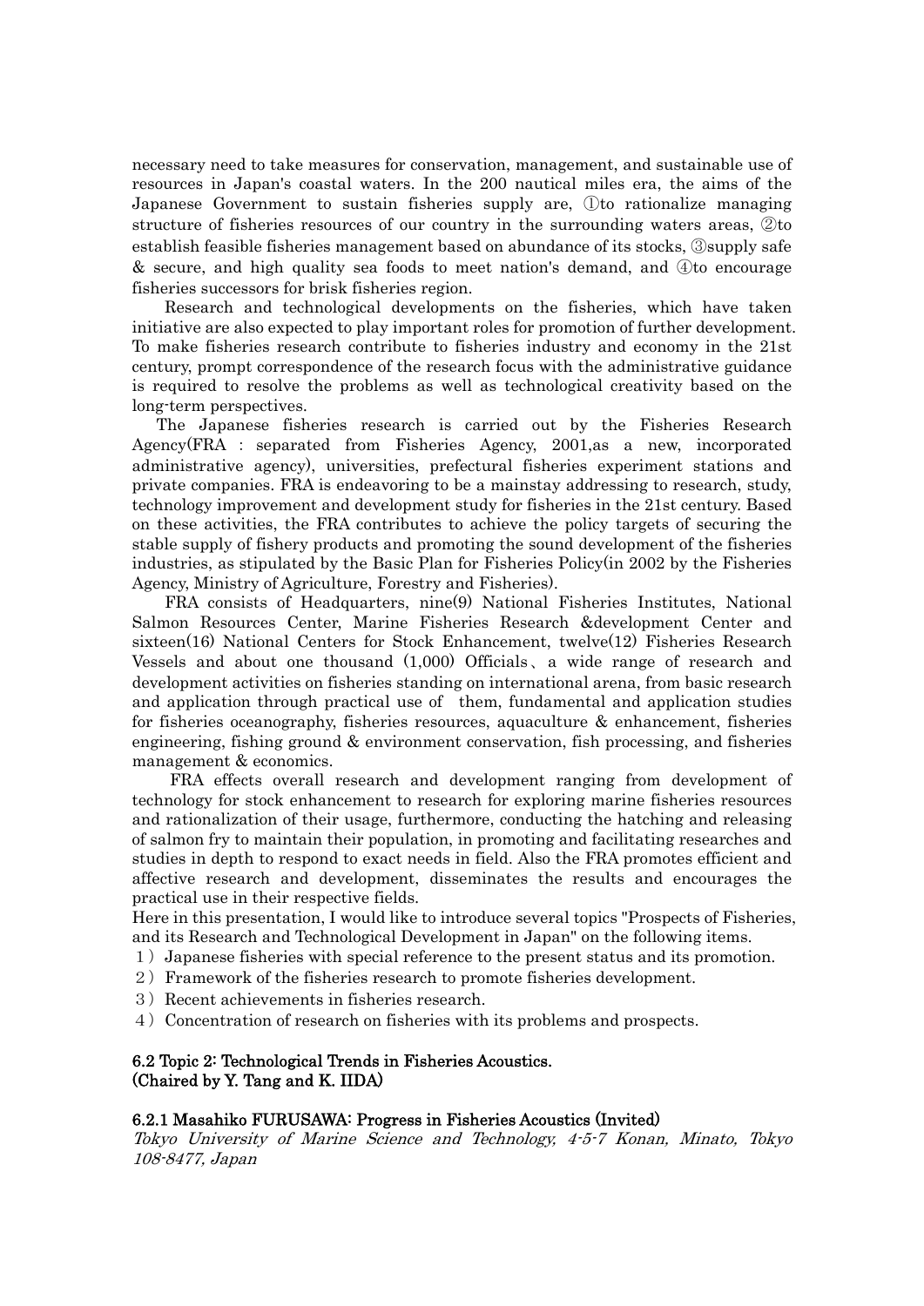necessary need to take measures for conservation, management, and sustainable use of resources in Japan's coastal waters. In the 200 nautical miles era, the aims of the Japanese Government to sustain fisheries supply are, ①to rationalize managing structure of fisheries resources of our country in the surrounding waters areas, ②to establish feasible fisheries management based on abundance of its stocks, ③supply safe & secure, and high quality sea foods to meet nation's demand, and ④to encourage fisheries successors for brisk fisheries region.

Research and technological developments on the fisheries, which have taken initiative are also expected to play important roles for promotion of further development. To make fisheries research contribute to fisheries industry and economy in the 21st century, prompt correspondence of the research focus with the administrative guidance is required to resolve the problems as well as technological creativity based on the long-term perspectives.

The Japanese fisheries research is carried out by the Fisheries Research Agency(FRA : separated from Fisheries Agency, 2001,as a new, incorporated administrative agency), universities, prefectural fisheries experiment stations and private companies. FRA is endeavoring to be a mainstay addressing to research, study, technology improvement and development study for fisheries in the 21st century. Based on these activities, the FRA contributes to achieve the policy targets of securing the stable supply of fishery products and promoting the sound development of the fisheries industries, as stipulated by the Basic Plan for Fisheries Policy(in 2002 by the Fisheries Agency, Ministry of Agriculture, Forestry and Fisheries).

FRA consists of Headquarters, nine(9) National Fisheries Institutes, National Salmon Resources Center, Marine Fisheries Research &development Center and sixteen(16) National Centers for Stock Enhancement, twelve(12) Fisheries Research Vessels and about one thousand (1,000) Officials、a wide range of research and development activities on fisheries standing on international arena, from basic research and application through practical use of them, fundamental and application studies for fisheries oceanography, fisheries resources, aquaculture & enhancement, fisheries engineering, fishing ground & environment conservation, fish processing, and fisheries management & economics.

FRA effects overall research and development ranging from development of technology for stock enhancement to research for exploring marine fisheries resources and rationalization of their usage, furthermore, conducting the hatching and releasing of salmon fry to maintain their population, in promoting and facilitating researches and studies in depth to respond to exact needs in field. Also the FRA promotes efficient and affective research and development, disseminates the results and encourages the practical use in their respective fields.

Here in this presentation, I would like to introduce several topics "Prospects of Fisheries, and its Research and Technological Development in Japan" on the following items.

1）Japanese fisheries with special reference to the present status and its promotion.
2）Framework of the fisheries research to promote fisheries development.
3）Recent achievements in fisheries research.
4）Concentration of research on fisheries with its problems and prospects.

## 6.2 Topic 2: Technological Trends in Fisheries Acoustics. (Chaired by Y. Tang and K. IIDA)

### 6.2.1 Masahiko FURUSAWA: Progress in Fisheries Acoustics (Invited)

*Tokyo University of Marine Science and Technology, 4-5-7 Konan, Minato, Tokyo 108-8477, Japan*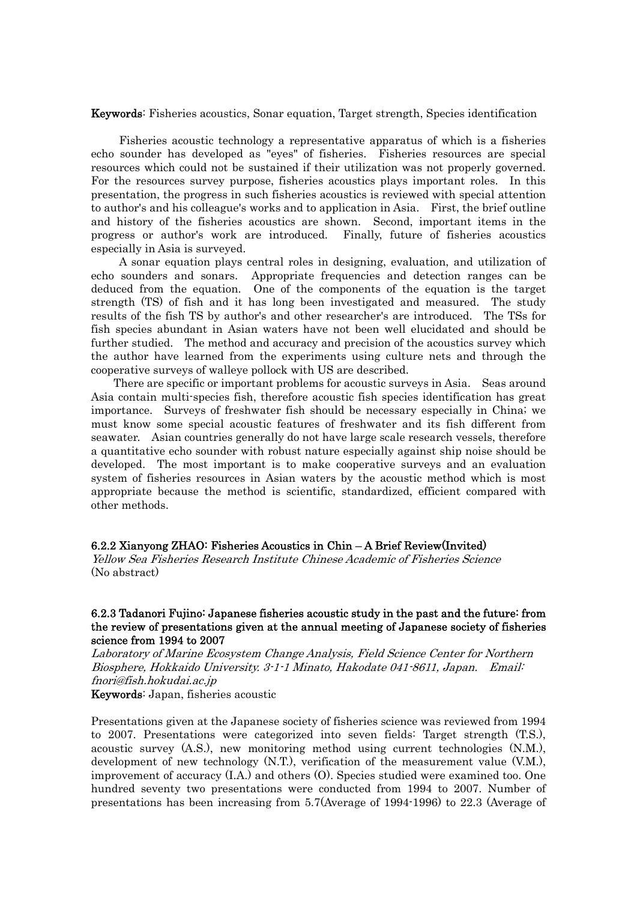**Keywords**: Fisheries acoustics, Sonar equation, Target strength, Species identification

Fisheries acoustic technology a representative apparatus of which is a fisheries echo sounder has developed as "eyes" of fisheries. Fisheries resources are special resources which could not be sustained if their utilization was not properly governed. For the resources survey purpose, fisheries acoustics plays important roles. In this presentation, the progress in such fisheries acoustics is reviewed with special attention to author's and his colleague's works and to application in Asia. First, the brief outline and history of the fisheries acoustics are shown. Second, important items in the progress or author's work are introduced. Finally, future of fisheries acoustics especially in Asia is surveyed.

A sonar equation plays central roles in designing, evaluation, and utilization of echo sounders and sonars. Appropriate frequencies and detection ranges can be deduced from the equation. One of the components of the equation is the target strength (TS) of fish and it has long been investigated and measured. The study results of the fish TS by author's and other researcher's are introduced. The TSs for fish species abundant in Asian waters have not been well elucidated and should be further studied. The method and accuracy and precision of the acoustics survey which the author have learned from the experiments using culture nets and through the cooperative surveys of walleye pollock with US are described.

There are specific or important problems for acoustic surveys in Asia. Seas around Asia contain multi-species fish, therefore acoustic fish species identification has great importance. Surveys of freshwater fish should be necessary especially in China; we must know some special acoustic features of freshwater and its fish different from seawater. Asian countries generally do not have large scale research vessels, therefore a quantitative echo sounder with robust nature especially against ship noise should be developed. The most important is to make cooperative surveys and an evaluation system of fisheries resources in Asian waters by the acoustic method which is most appropriate because the method is scientific, standardized, efficient compared with other methods.

### 6.2.2 Xianyong ZHAO: Fisheries Acoustics in Chin – A Brief Review(Invited)

*Yellow Sea Fisheries Research Institute Chinese Academic of Fisheries Science*
(No abstract)

### 6.2.3 Tadanori Fujino: Japanese fisheries acoustic study in the past and the future: from the review of presentations given at the annual meeting of Japanese society of fisheries science from 1994 to 2007

*Laboratory of Marine Ecosystem Change Analysis, Field Science Center for Northern Biosphere, Hokkaido University. 3-1-1 Minato, Hakodate 041-8611, Japan. Email: fnori@fish.hokudai.ac.jp*

**Keywords**: Japan, fisheries acoustic

Presentations given at the Japanese society of fisheries science was reviewed from 1994 to 2007. Presentations were categorized into seven fields: Target strength (T.S.), acoustic survey (A.S.), new monitoring method using current technologies (N.M.), development of new technology (N.T.), verification of the measurement value (V.M.), improvement of accuracy (I.A.) and others (O). Species studied were examined too. One hundred seventy two presentations were conducted from 1994 to 2007. Number of presentations has been increasing from 5.7(Average of 1994-1996) to 22.3 (Average of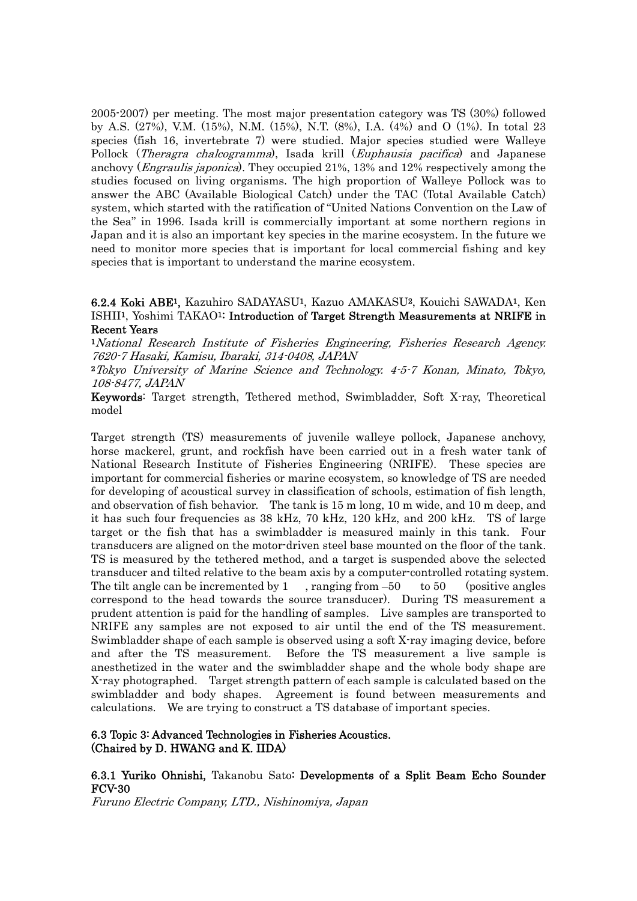2005-2007) per meeting. The most major presentation category was TS (30%) followed by A.S. (27%), V.M. (15%), N.M. (15%), N.T. (8%), I.A. (4%) and O (1%). In total 23 species (fish 16, invertebrate 7) were studied. Major species studied were Walleye Pollock (*Theragra chalcogramma*), Isada krill (*Euphausia pacifica*) and Japanese anchovy (*Engraulis japonica*). They occupied 21%, 13% and 12% respectively among the studies focused on living organisms. The high proportion of Walleye Pollock was to answer the ABC (Available Biological Catch) under the TAC (Total Available Catch) system, which started with the ratification of "United Nations Convention on the Law of the Sea" in 1996. Isada krill is commercially important at some northern regions in Japan and it is also an important key species in the marine ecosystem. In the future we need to monitor more species that is important for local commercial fishing and key species that is important to understand the marine ecosystem.

**6.2.4 Koki ABE[1],** Kazuhiro SADAYASU[1], Kazuo AMAKASU[2], Kouichi SAWADA[1], Ken ISHII[1], Yoshimi TAKAO[1]**: Introduction of Target Strength Measurements at NRIFE in Recent Years**

[1]*National Research Institute of Fisheries Engineering, Fisheries Research Agency. 7620-7 Hasaki, Kamisu, Ibaraki, 314-0408, JAPAN*

[2]*Tokyo University of Marine Science and Technology. 4-5-7 Konan, Minato, Tokyo, 108-8477, JAPAN*

**Keywords**: Target strength, Tethered method, Swimbladder, Soft X-ray, Theoretical model

Target strength (TS) measurements of juvenile walleye pollock, Japanese anchovy, horse mackerel, grunt, and rockfish have been carried out in a fresh water tank of National Research Institute of Fisheries Engineering (NRIFE). These species are important for commercial fisheries or marine ecosystem, so knowledge of TS are needed for developing of acoustical survey in classification of schools, estimation of fish length, and observation of fish behavior. The tank is 15 m long, 10 m wide, and 10 m deep, and it has such four frequencies as 38 kHz, 70 kHz, 120 kHz, and 200 kHz. TS of large target or the fish that has a swimbladder is measured mainly in this tank. Four transducers are aligned on the motor-driven steel base mounted on the floor of the tank. TS is measured by the tethered method, and a target is suspended above the selected transducer and tilted relative to the beam axis by a computer-controlled rotating system. The tilt angle can be incremented by 1 , ranging from –50 to 50 (positive angles correspond to the head towards the source transducer). During TS measurement a prudent attention is paid for the handling of samples. Live samples are transported to NRIFE any samples are not exposed to air until the end of the TS measurement. Swimbladder shape of each sample is observed using a soft X-ray imaging device, before and after the TS measurement. Before the TS measurement a live sample is anesthetized in the water and the swimbladder shape and the whole body shape are X-ray photographed. Target strength pattern of each sample is calculated based on the swimbladder and body shapes. Agreement is found between measurements and calculations. We are trying to construct a TS database of important species.

### 6.3 Topic 3: Advanced Technologies in Fisheries Acoustics. (Chaired by D. HWANG and K. IIDA)

**6.3.1 Yuriko Ohnishi,** Takanobu Sato**: Developments of a Split Beam Echo Sounder FCV-30**

*Furuno Electric Company, LTD., Nishinomiya, Japan*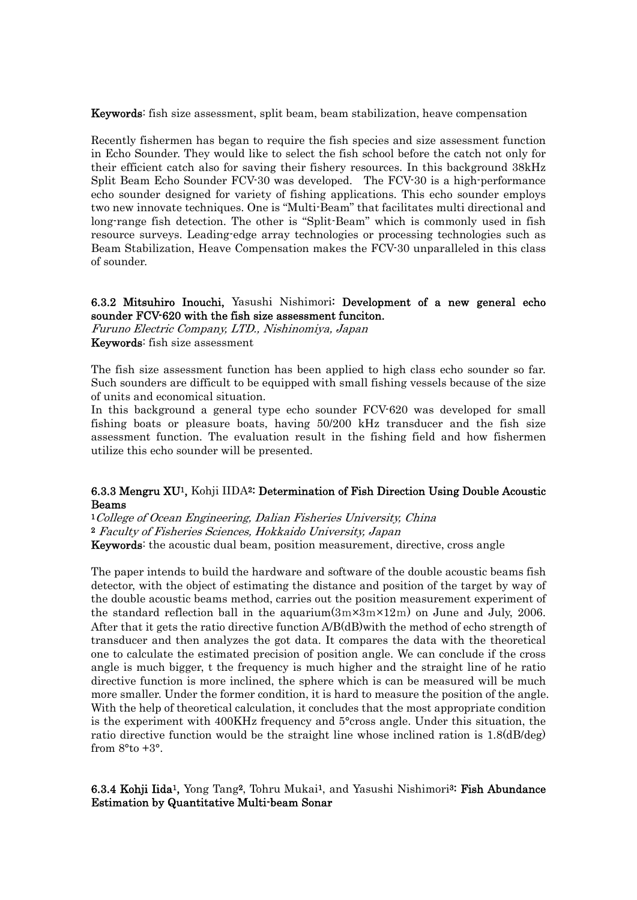**Keywords**: fish size assessment, split beam, beam stabilization, heave compensation

Recently fishermen has began to require the fish species and size assessment function in Echo Sounder. They would like to select the fish school before the catch not only for their efficient catch also for saving their fishery resources. In this background 38kHz Split Beam Echo Sounder FCV-30 was developed. The FCV-30 is a high-performance echo sounder designed for variety of fishing applications. This echo sounder employs two new innovate techniques. One is "Multi-Beam" that facilitates multi directional and long-range fish detection. The other is "Split-Beam" which is commonly used in fish resource surveys. Leading-edge array technologies or processing technologies such as Beam Stabilization, Heave Compensation makes the FCV-30 unparalleled in this class of sounder.

### 6.3.2 **Mitsuhiro Inouchi,** Yasushi Nishimori**: Development of a new general echo sounder FCV-620 with the fish size assessment funciton.**

*Furuno Electric Company, LTD., Nishinomiya, Japan*

**Keywords**: fish size assessment

The fish size assessment function has been applied to high class echo sounder so far. Such sounders are difficult to be equipped with small fishing vessels because of the size of units and economical situation.

In this background a general type echo sounder FCV-620 was developed for small fishing boats or pleasure boats, having 50/200 kHz transducer and the fish size assessment function. The evaluation result in the fishing field and how fishermen utilize this echo sounder will be presented.

### 6.3.3 **Mengru XU**[1]**,** Kohji IIDA[2]**: Determination of Fish Direction Using Double Acoustic Beams**

[1]*College of Ocean Engineering, Dalian Fisheries University, China*

[2] *Faculty of Fisheries Sciences, Hokkaido University, Japan*

**Keywords**: the acoustic dual beam, position measurement, directive, cross angle

The paper intends to build the hardware and software of the double acoustic beams fish detector, with the object of estimating the distance and position of the target by way of the double acoustic beams method, carries out the position measurement experiment of the standard reflection ball in the aquarium(3m×3m×12m) on June and July, 2006. After that it gets the ratio directive function A/B(dB)with the method of echo strength of transducer and then analyzes the got data. It compares the data with the theoretical one to calculate the estimated precision of position angle. We can conclude if the cross angle is much bigger, t the frequency is much higher and the straight line of he ratio directive function is more inclined, the sphere which is can be measured will be much more smaller. Under the former condition, it is hard to measure the position of the angle. With the help of theoretical calculation, it concludes that the most appropriate condition is the experiment with 400KHz frequency and 5°cross angle. Under this situation, the ratio directive function would be the straight line whose inclined ration is 1.8(dB/deg) from 8°to +3°.

### 6.3.4 **Kohji Iida**[1]**,** Yong Tang[2], Tohru Mukai[1], and Yasushi Nishimori[3]**: Fish Abundance Estimation by Quantitative Multi-beam Sonar**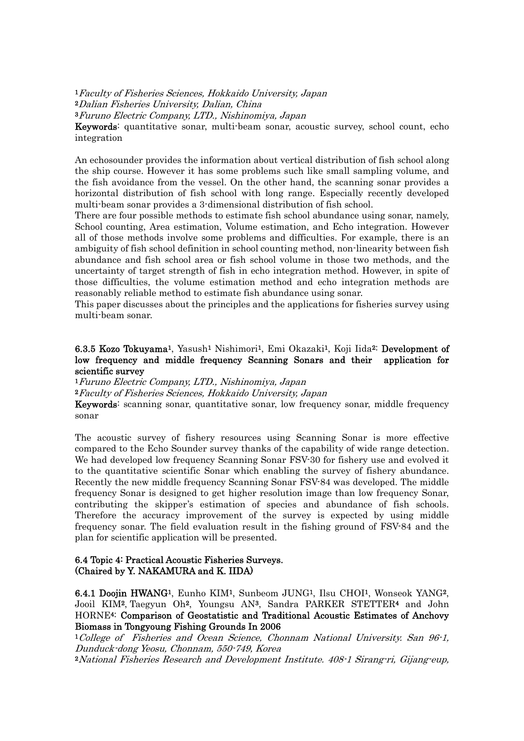[1]*Faculty of Fisheries Sciences, Hokkaido University, Japan*
[2]*Dalian Fisheries University, Dalian, China*
[3]*Furuno Electric Company, LTD., Nishinomiya, Japan*

**Keywords**: quantitative sonar, multi-beam sonar, acoustic survey, school count, echo integration

An echosounder provides the information about vertical distribution of fish school along the ship course. However it has some problems such like small sampling volume, and the fish avoidance from the vessel. On the other hand, the scanning sonar provides a horizontal distribution of fish school with long range. Especially recently developed multi-beam sonar provides a 3-dimensional distribution of fish school.
There are four possible methods to estimate fish school abundance using sonar, namely, School counting, Area estimation, Volume estimation, and Echo integration. However all of those methods involve some problems and difficulties. For example, there is an ambiguity of fish school definition in school counting method, non-linearity between fish abundance and fish school area or fish school volume in those two methods, and the uncertainty of target strength of fish in echo integration method. However, in spite of those difficulties, the volume estimation method and echo integration methods are reasonably reliable method to estimate fish abundance using sonar.
This paper discusses about the principles and the applications for fisheries survey using multi-beam sonar.

**6.3.5 Kozo Tokuyama**[1], Yasush[1] Nishimori[1], Emi Okazaki[1], Koji Iida[2]: **Development of low frequency and middle frequency Scanning Sonars and their application for scientific survey**

[1]*Furuno Electric Company, LTD., Nishinomiya, Japan*
[2]*Faculty of Fisheries Sciences, Hokkaido University, Japan*

**Keywords**: scanning sonar, quantitative sonar, low frequency sonar, middle frequency sonar

The acoustic survey of fishery resources using Scanning Sonar is more effective compared to the Echo Sounder survey thanks of the capability of wide range detection. We had developed low frequency Scanning Sonar FSV-30 for fishery use and evolved it to the quantitative scientific Sonar which enabling the survey of fishery abundance. Recently the new middle frequency Scanning Sonar FSV-84 was developed. The middle frequency Sonar is designed to get higher resolution image than low frequency Sonar, contributing the skipper's estimation of species and abundance of fish schools. Therefore the accuracy improvement of the survey is expected by using middle frequency sonar. The field evaluation result in the fishing ground of FSV-84 and the plan for scientific application will be presented.

### 6.4 Topic 4: Practical Acoustic Fisheries Surveys. (Chaired by Y. NAKAMURA and K. IIDA)

**6.4.1 Doojin HWANG**[1], Eunho KIM[1], Sunbeom JUNG[1], Ilsu CHOI[1], Wonseok YANG[2], Jooil KIM[2], Taegyun Oh[2], Youngsu AN[3], Sandra PARKER STETTER[4] and John HORNE[4]: **Comparison of Geostatistic and Traditional Acoustic Estimates of Anchovy Biomass in Tongyoung Fishing Grounds In 2006**

[1]*College of Fisheries and Ocean Science, Chonnam National University. San 96-1, Dunduck-dong Yeosu, Chonnam, 550-749, Korea*
[2]*National Fisheries Research and Development Institute. 408-1 Sirang-ri, Gijang-eup,*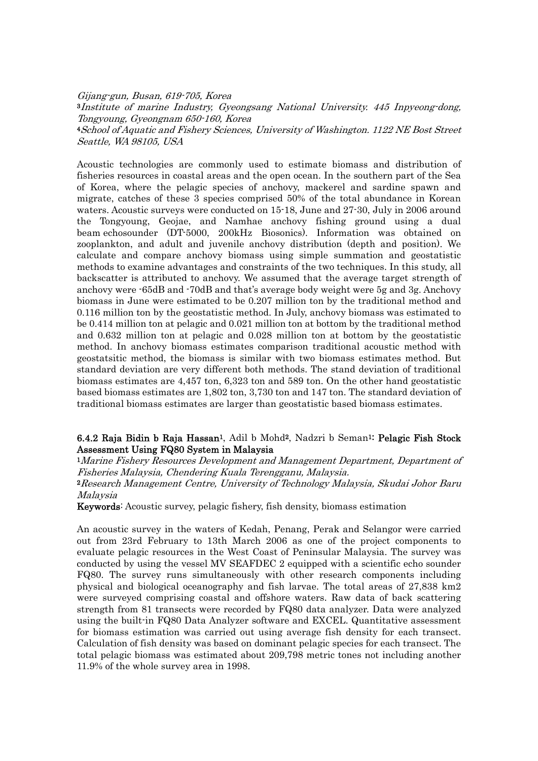*Gijang-gun, Busan, 619-705, Korea*
[3]*Institute of marine Industry, Gyeongsang National University. 445 Inpyeong-dong, Tongyoung, Gyeongnam 650-160, Korea*
[4]*School of Aquatic and Fishery Sciences, University of Washington. 1122 NE Bost Street Seattle, WA 98105, USA*

Acoustic technologies are commonly used to estimate biomass and distribution of fisheries resources in coastal areas and the open ocean. In the southern part of the Sea of Korea, where the pelagic species of anchovy, mackerel and sardine spawn and migrate, catches of these 3 species comprised 50% of the total abundance in Korean waters. Acoustic surveys were conducted on 15-18, June and 27-30, July in 2006 around the Tongyoung, Geojae, and Namhae anchovy fishing ground using a dual beam echosounder (DT-5000, 200kHz Biosonics). Information was obtained on zooplankton, and adult and juvenile anchovy distribution (depth and position). We calculate and compare anchovy biomass using simple summation and geostatistic methods to examine advantages and constraints of the two techniques. In this study, all backscatter is attributed to anchovy. We assumed that the average target strength of anchovy were -65dB and -70dB and that's average body weight were 5g and 3g. Anchovy biomass in June were estimated to be 0.207 million ton by the traditional method and 0.116 million ton by the geostatistic method. In July, anchovy biomass was estimated to be 0.414 million ton at pelagic and 0.021 million ton at bottom by the traditional method and 0.632 million ton at pelagic and 0.028 million ton at bottom by the geostatistic method. In anchovy biomass estimates comparison traditional acoustic method with geostatsitic method, the biomass is similar with two biomass estimates method. But standard deviation are very different both methods. The stand deviation of traditional biomass estimates are 4,457 ton, 6,323 ton and 589 ton. On the other hand geostatistic based biomass estimates are 1,802 ton, 3,730 ton and 147 ton. The standard deviation of traditional biomass estimates are larger than geostatistic based biomass estimates.

**6.4.2 Raja Bidin b Raja Hassan**[1], Adil b Mohd[2], Nadzri b Seman[1]: **Pelagic Fish Stock Assessment Using FQ80 System in Malaysia**

[1]*Marine Fishery Resources Development and Management Department, Department of Fisheries Malaysia, Chendering Kuala Terengganu, Malaysia.*
[2]*Research Management Centre, University of Technology Malaysia, Skudai Johor Baru Malaysia*

**Keywords**: Acoustic survey, pelagic fishery, fish density, biomass estimation

An acoustic survey in the waters of Kedah, Penang, Perak and Selangor were carried out from 23rd February to 13th March 2006 as one of the project components to evaluate pelagic resources in the West Coast of Peninsular Malaysia. The survey was conducted by using the vessel MV SEAFDEC 2 equipped with a scientific echo sounder FQ80. The survey runs simultaneously with other research components including physical and biological oceanography and fish larvae. The total areas of 27,838 km2 were surveyed comprising coastal and offshore waters. Raw data of back scattering strength from 81 transects were recorded by FQ80 data analyzer. Data were analyzed using the built-in FQ80 Data Analyzer software and EXCEL. Quantitative assessment for biomass estimation was carried out using average fish density for each transect. Calculation of fish density was based on dominant pelagic species for each transect. The total pelagic biomass was estimated about 209,798 metric tones not including another 11.9% of the whole survey area in 1998.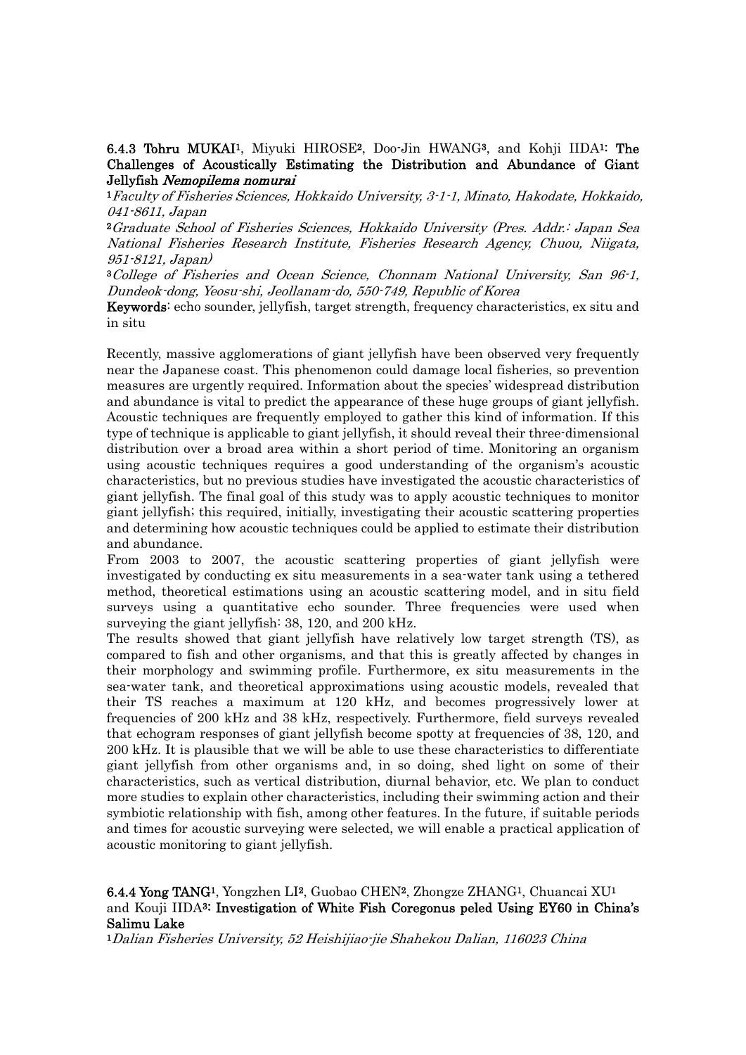**6.4.3 Tohru MUKAI**[1], Miyuki HIROSE[2], Doo-Jin HWANG[3], and Kohji IIDA[1]: **The Challenges of Acoustically Estimating the Distribution and Abundance of Giant Jellyfish *Nemopilema nomurai***

[1]*Faculty of Fisheries Sciences, Hokkaido University, 3-1-1, Minato, Hakodate, Hokkaido, 041-8611, Japan*

[2]*Graduate School of Fisheries Sciences, Hokkaido University (Pres. Addr.: Japan Sea National Fisheries Research Institute, Fisheries Research Agency, Chuou, Niigata, 951-8121, Japan)*

[3]*College of Fisheries and Ocean Science, Chonnam National University, San 96-1, Dundeok-dong, Yeosu-shi, Jeollanam-do, 550-749, Republic of Korea*

**Keywords**: echo sounder, jellyfish, target strength, frequency characteristics, ex situ and in situ

Recently, massive agglomerations of giant jellyfish have been observed very frequently near the Japanese coast. This phenomenon could damage local fisheries, so prevention measures are urgently required. Information about the species' widespread distribution and abundance is vital to predict the appearance of these huge groups of giant jellyfish. Acoustic techniques are frequently employed to gather this kind of information. If this type of technique is applicable to giant jellyfish, it should reveal their three-dimensional distribution over a broad area within a short period of time. Monitoring an organism using acoustic techniques requires a good understanding of the organism's acoustic characteristics, but no previous studies have investigated the acoustic characteristics of giant jellyfish. The final goal of this study was to apply acoustic techniques to monitor giant jellyfish; this required, initially, investigating their acoustic scattering properties and determining how acoustic techniques could be applied to estimate their distribution and abundance.

From 2003 to 2007, the acoustic scattering properties of giant jellyfish were investigated by conducting ex situ measurements in a sea-water tank using a tethered method, theoretical estimations using an acoustic scattering model, and in situ field surveys using a quantitative echo sounder. Three frequencies were used when surveying the giant jellyfish: 38, 120, and 200 kHz.

The results showed that giant jellyfish have relatively low target strength (TS), as compared to fish and other organisms, and that this is greatly affected by changes in their morphology and swimming profile. Furthermore, ex situ measurements in the sea-water tank, and theoretical approximations using acoustic models, revealed that their TS reaches a maximum at 120 kHz, and becomes progressively lower at frequencies of 200 kHz and 38 kHz, respectively. Furthermore, field surveys revealed that echogram responses of giant jellyfish become spotty at frequencies of 38, 120, and 200 kHz. It is plausible that we will be able to use these characteristics to differentiate giant jellyfish from other organisms and, in so doing, shed light on some of their characteristics, such as vertical distribution, diurnal behavior, etc. We plan to conduct more studies to explain other characteristics, including their swimming action and their symbiotic relationship with fish, among other features. In the future, if suitable periods and times for acoustic surveying were selected, we will enable a practical application of acoustic monitoring to giant jellyfish.

**6.4.4 Yong TANG**[1], Yongzhen LI[2], Guobao CHEN[2], Zhongze ZHANG[1], Chuancai XU[1] and Kouji IIDA[3]: **Investigation of White Fish Coregonus peled Using EY60 in China's Salimu Lake**

[1]*Dalian Fisheries University, 52 Heishijiao-jie Shahekou Dalian, 116023 China*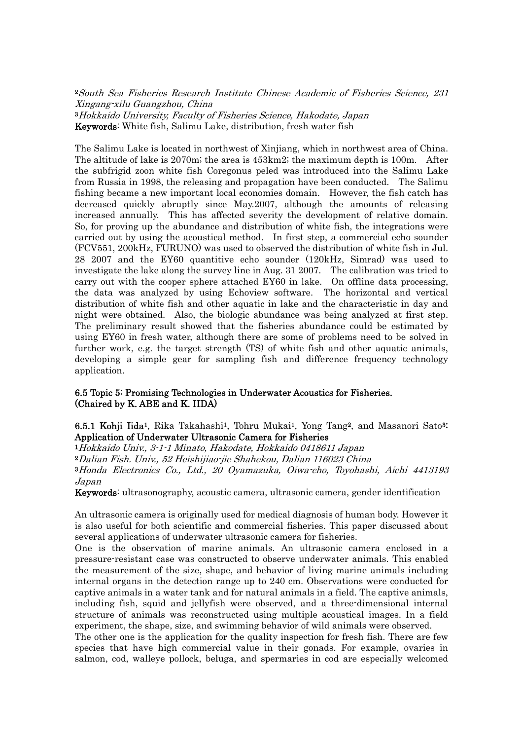[2]*South Sea Fisheries Research Institute Chinese Academic of Fisheries Science, 231 Xingang-xilu Guangzhou, China*
[3]*Hokkaido University, Faculty of Fisheries Science, Hakodate, Japan*
**Keywords**: White fish, Salimu Lake, distribution, fresh water fish

The Salimu Lake is located in northwest of Xinjiang, which in northwest area of China. The altitude of lake is 2070m; the area is 453km2; the maximum depth is 100m. After the subfrigid zoon white fish Coregonus peled was introduced into the Salimu Lake from Russia in 1998, the releasing and propagation have been conducted. The Salimu fishing became a new important local economies domain. However, the fish catch has decreased quickly abruptly since May.2007, although the amounts of releasing increased annually. This has affected severity the development of relative domain. So, for proving up the abundance and distribution of white fish, the integrations were carried out by using the acoustical method. In first step, a commercial echo sounder (FCV551, 200kHz, FURUNO) was used to observed the distribution of white fish in Jul. 28 2007 and the EY60 quantitive echo sounder (120kHz, Simrad) was used to investigate the lake along the survey line in Aug. 31 2007. The calibration was tried to carry out with the cooper sphere attached EY60 in lake. On offline data processing, the data was analyzed by using Echoview software. The horizontal and vertical distribution of white fish and other aquatic in lake and the characteristic in day and night were obtained. Also, the biologic abundance was being analyzed at first step. The preliminary result showed that the fisheries abundance could be estimated by using EY60 in fresh water, although there are some of problems need to be solved in further work, e.g. the target strength (TS) of white fish and other aquatic animals, developing a simple gear for sampling fish and difference frequency technology application.

### 6.5 Topic 5: Promising Technologies in Underwater Acoustics for Fisheries. (Chaired by K. ABE and K. IIDA)

**6.5.1 Kohji Iida**[1], Rika Takahashi[1], Tohru Mukai[1], Yong Tang[2], and Masanori Sato[3]: **Application of Underwater Ultrasonic Camera for Fisheries**

[1]*Hokkaido Univ., 3-1-1 Minato, Hakodate, Hokkaido 0418611 Japan*
[2]*Dalian Fish. Univ., 52 Heishijiao-jie Shahekou, Dalian 116023 China*
[3]*Honda Electronics Co., Ltd., 20 Oyamazuka, Oiwa-cho, Toyohashi, Aichi 4413193 Japan*

**Keywords**: ultrasonography, acoustic camera, ultrasonic camera, gender identification

An ultrasonic camera is originally used for medical diagnosis of human body. However it is also useful for both scientific and commercial fisheries. This paper discussed about several applications of underwater ultrasonic camera for fisheries.

One is the observation of marine animals. An ultrasonic camera enclosed in a pressure-resistant case was constructed to observe underwater animals. This enabled the measurement of the size, shape, and behavior of living marine animals including internal organs in the detection range up to 240 cm. Observations were conducted for captive animals in a water tank and for natural animals in a field. The captive animals, including fish, squid and jellyfish were observed, and a three-dimensional internal structure of animals was reconstructed using multiple acoustical images. In a field experiment, the shape, size, and swimming behavior of wild animals were observed.

The other one is the application for the quality inspection for fresh fish. There are few species that have high commercial value in their gonads. For example, ovaries in salmon, cod, walleye pollock, beluga, and spermaries in cod are especially welcomed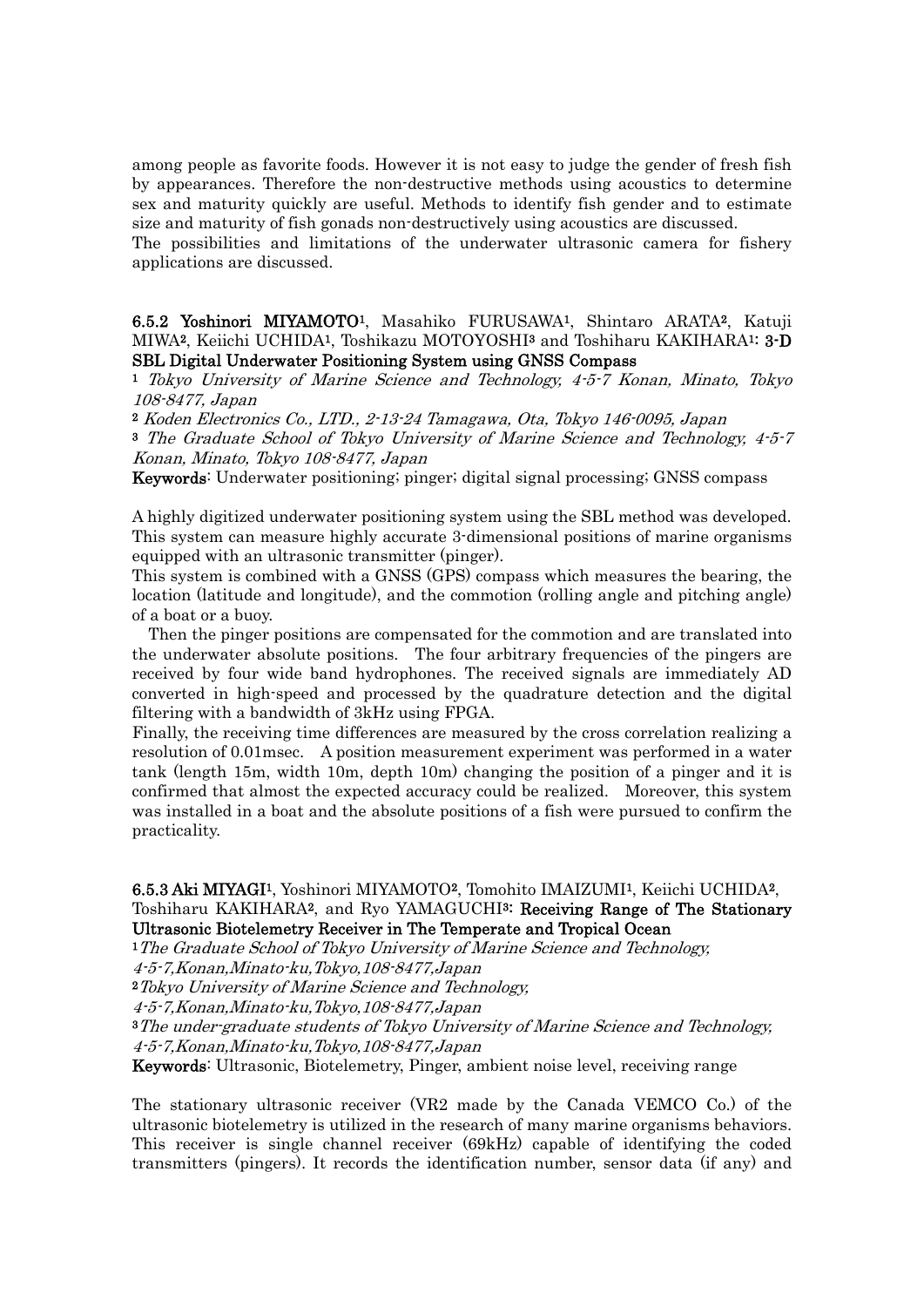among people as favorite foods. However it is not easy to judge the gender of fresh fish by appearances. Therefore the non-destructive methods using acoustics to determine sex and maturity quickly are useful. Methods to identify fish gender and to estimate size and maturity of fish gonads non-destructively using acoustics are discussed.
The possibilities and limitations of the underwater ultrasonic camera for fishery applications are discussed.

**6.5.2 Yoshinori MIYAMOTO**[1], Masahiko FURUSAWA[1], Shintaro ARATA[2], Katuji MIWA[2], Keiichi UCHIDA[1], Toshikazu MOTOYOSHI[3] and Toshiharu KAKIHARA[1]: **3-D SBL Digital Underwater Positioning System using GNSS Compass**

[1] *Tokyo University of Marine Science and Technology, 4-5-7 Konan, Minato, Tokyo 108-8477, Japan*

[2] *Koden Electronics Co., LTD., 2-13-24 Tamagawa, Ota, Tokyo 146-0095, Japan*

[3] *The Graduate School of Tokyo University of Marine Science and Technology, 4-5-7 Konan, Minato, Tokyo 108-8477, Japan*

**Keywords**: Underwater positioning; pinger; digital signal processing; GNSS compass

A highly digitized underwater positioning system using the SBL method was developed. This system can measure highly accurate 3-dimensional positions of marine organisms equipped with an ultrasonic transmitter (pinger).
This system is combined with a GNSS (GPS) compass which measures the bearing, the location (latitude and longitude), and the commotion (rolling angle and pitching angle) of a boat or a buoy.
Then the pinger positions are compensated for the commotion and are translated into the underwater absolute positions. The four arbitrary frequencies of the pingers are received by four wide band hydrophones. The received signals are immediately AD converted in high-speed and processed by the quadrature detection and the digital filtering with a bandwidth of 3kHz using FPGA.
Finally, the receiving time differences are measured by the cross correlation realizing a resolution of 0.01msec. A position measurement experiment was performed in a water tank (length 15m, width 10m, depth 10m) changing the position of a pinger and it is confirmed that almost the expected accuracy could be realized. Moreover, this system was installed in a boat and the absolute positions of a fish were pursued to confirm the practicality.

**6.5.3 Aki MIYAGI**[1], Yoshinori MIYAMOTO[2], Tomohito IMAIZUMI[1], Keiichi UCHIDA[2], Toshiharu KAKIHARA[2], and Ryo YAMAGUCHI[3]: **Receiving Range of The Stationary Ultrasonic Biotelemetry Receiver in The Temperate and Tropical Ocean**

[1] *The Graduate School of Tokyo University of Marine Science and Technology, 4-5-7,Konan,Minato-ku,Tokyo,108-8477,Japan*

[2] *Tokyo University of Marine Science and Technology, 4-5-7,Konan,Minato-ku,Tokyo,108-8477,Japan*

[3] *The under-graduate students of Tokyo University of Marine Science and Technology, 4-5-7,Konan,Minato-ku,Tokyo,108-8477,Japan*

**Keywords**: Ultrasonic, Biotelemetry, Pinger, ambient noise level, receiving range

The stationary ultrasonic receiver (VR2 made by the Canada VEMCO Co.) of the ultrasonic biotelemetry is utilized in the research of many marine organisms behaviors. This receiver is single channel receiver (69kHz) capable of identifying the coded transmitters (pingers). It records the identification number, sensor data (if any) and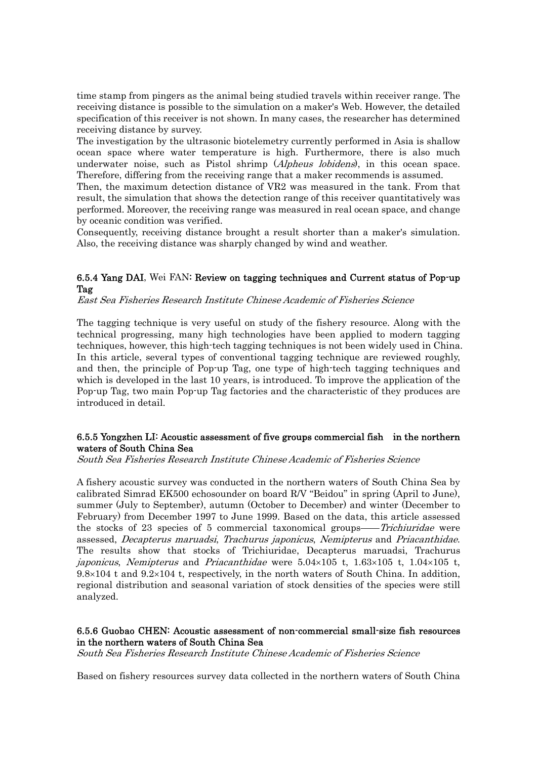time stamp from pingers as the animal being studied travels within receiver range. The receiving distance is possible to the simulation on a maker's Web. However, the detailed specification of this receiver is not shown. In many cases, the researcher has determined receiving distance by survey.

The investigation by the ultrasonic biotelemetry currently performed in Asia is shallow ocean space where water temperature is high. Furthermore, there is also much underwater noise, such as Pistol shrimp (*Alpheus lobidens*), in this ocean space. Therefore, differing from the receiving range that a maker recommends is assumed.

Then, the maximum detection distance of VR2 was measured in the tank. From that result, the simulation that shows the detection range of this receiver quantitatively was performed. Moreover, the receiving range was measured in real ocean space, and change by oceanic condition was verified.

Consequently, receiving distance brought a result shorter than a maker's simulation. Also, the receiving distance was sharply changed by wind and weather.

### 6.5.4 Yang DAI, Wei FAN: Review on tagging techniques and Current status of Pop-up Tag

*East Sea Fisheries Research Institute Chinese Academic of Fisheries Science*

The tagging technique is very useful on study of the fishery resource. Along with the technical progressing, many high technologies have been applied to modern tagging techniques, however, this high-tech tagging techniques is not been widely used in China. In this article, several types of conventional tagging technique are reviewed roughly, and then, the principle of Pop-up Tag, one type of high-tech tagging techniques and which is developed in the last 10 years, is introduced. To improve the application of the Pop-up Tag, two main Pop-up Tag factories and the characteristic of they produces are introduced in detail.

### 6.5.5 Yongzhen LI: Acoustic assessment of five groups commercial fish in the northern waters of South China Sea

*South Sea Fisheries Research Institute Chinese Academic of Fisheries Science*

A fishery acoustic survey was conducted in the northern waters of South China Sea by calibrated Simrad EK500 echosounder on board R/V "Beidou" in spring (April to June), summer (July to September), autumn (October to December) and winter (December to February) from December 1997 to June 1999. Based on the data, this article assessed the stocks of 23 species of 5 commercial taxonomical groups——*Trichiuridae* were assessed, *Decapterus maruadsi*, *Trachurus japonicus*, *Nemipterus* and *Priacanthidae*. The results show that stocks of Trichiuridae, Decapterus maruadsi, Trachurus *japonicus*, *Nemipterus* and *Priacanthidae* were 5.04×105 t, 1.63×105 t, 1.04×105 t, 9.8×104 t and 9.2×104 t, respectively, in the north waters of South China. In addition, regional distribution and seasonal variation of stock densities of the species were still analyzed.

### 6.5.6 Guobao CHEN: Acoustic assessment of non-commercial small-size fish resources in the northern waters of South China Sea

*South Sea Fisheries Research Institute Chinese Academic of Fisheries Science*

Based on fishery resources survey data collected in the northern waters of South China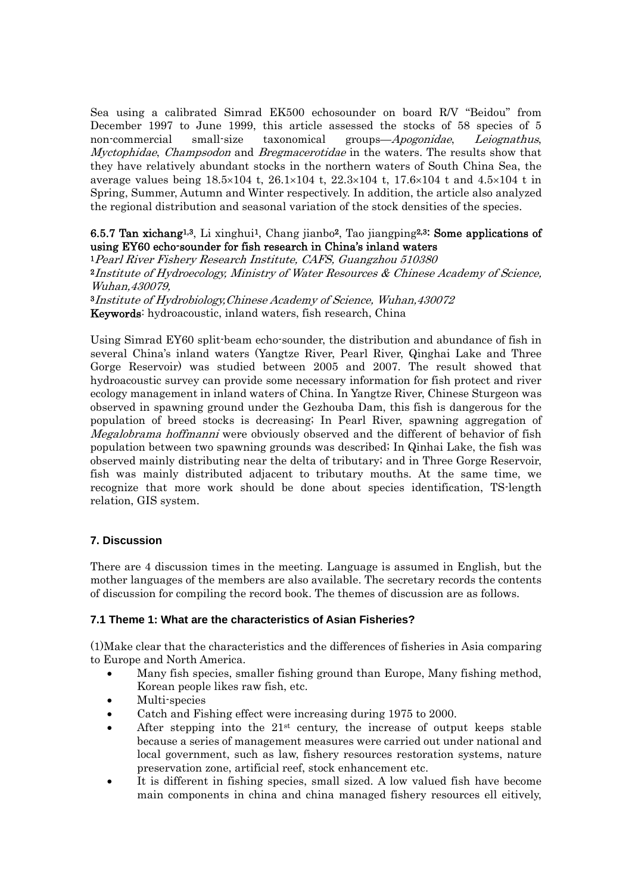Sea using a calibrated Simrad EK500 echosounder on board R/V "Beidou" from December 1997 to June 1999, this article assessed the stocks of 58 species of 5 non-commercial small-size taxonomical groups—*Apogonidae*, *Leiognathus*, *Myctophidae*, *Champsodon* and *Bregmacerotidae* in the waters. The results show that they have relatively abundant stocks in the northern waters of South China Sea, the average values being 18.5×104 t, 26.1×104 t, 22.3×104 t, 17.6×104 t and 4.5×104 t in Spring, Summer, Autumn and Winter respectively. In addition, the article also analyzed the regional distribution and seasonal variation of the stock densities of the species.

**6.5.7 Tan xichang**[1,3], Li xinghui[1], Chang jianbo[2], Tao jiangping[2,3]**: Some applications of using EY60 echo-sounder for fish research in China's inland waters**

[1]*Pearl River Fishery Research Institute, CAFS, Guangzhou 510380*

[2]*Institute of Hydroecology, Ministry of Water Resources & Chinese Academy of Science, Wuhan,430079,*

[3]*Institute of Hydrobiology,Chinese Academy of Science, Wuhan,430072*

**Keywords**: hydroacoustic, inland waters, fish research, China

Using Simrad EY60 split-beam echo-sounder, the distribution and abundance of fish in several China's inland waters (Yangtze River, Pearl River, Qinghai Lake and Three Gorge Reservoir) was studied between 2005 and 2007. The result showed that hydroacoustic survey can provide some necessary information for fish protect and river ecology management in inland waters of China. In Yangtze River, Chinese Sturgeon was observed in spawning ground under the Gezhouba Dam, this fish is dangerous for the population of breed stocks is decreasing; In Pearl River, spawning aggregation of *Megalobrama hoffmanni* were obviously observed and the different of behavior of fish population between two spawning grounds was described; In Qinhai Lake, the fish was observed mainly distributing near the delta of tributary; and in Three Gorge Reservoir, fish was mainly distributed adjacent to tributary mouths. At the same time, we recognize that more work should be done about species identification, TS-length relation, GIS system.

## 7. Discussion

There are 4 discussion times in the meeting. Language is assumed in English, but the mother languages of the members are also available. The secretary records the contents of discussion for compiling the record book. The themes of discussion are as follows.

### 7.1 Theme 1: What are the characteristics of Asian Fisheries?

(1)Make clear that the characteristics and the differences of fisheries in Asia comparing to Europe and North America.

- Many fish species, smaller fishing ground than Europe, Many fishing method, Korean people likes raw fish, etc.
- Multi-species
- Catch and Fishing effect were increasing during 1975 to 2000.
- After stepping into the 21st century, the increase of output keeps stable because a series of management measures were carried out under national and local government, such as law, fishery resources restoration systems, nature preservation zone, artificial reef, stock enhancement etc.
- It is different in fishing species, small sized. A low valued fish have become main components in china and china managed fishery resources ell eitively,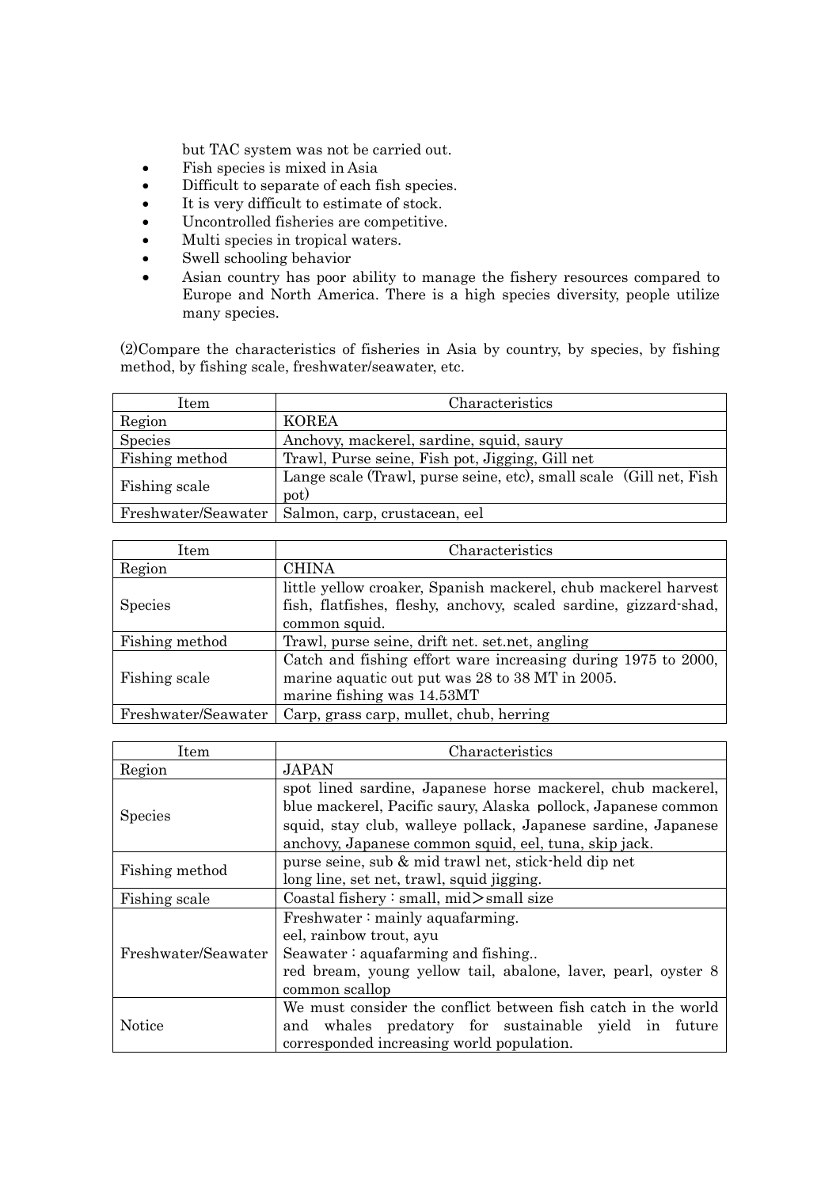but TAC system was not be carried out.

- Fish species is mixed in Asia
- Difficult to separate of each fish species.
- It is very difficult to estimate of stock.
- Uncontrolled fisheries are competitive.
- Multi species in tropical waters.
- Swell schooling behavior
- Asian country has poor ability to manage the fishery resources compared to Europe and North America. There is a high species diversity, people utilize many species.

(2)Compare the characteristics of fisheries in Asia by country, by species, by fishing method, by fishing scale, freshwater/seawater, etc.

| Item | Characteristics |
|---|---|
| Region | KOREA |
| Species | Anchovy, mackerel, sardine, squid, saury |
| Fishing method | Trawl, Purse seine, Fish pot, Jigging, Gill net |
| Fishing scale | Lange scale (Trawl, purse seine, etc), small scale (Gill net, Fish pot) |
| Freshwater/Seawater | Salmon, carp, crustacean, eel |

| Item | Characteristics |
|---|---|
| Region | CHINA |
| Species | little yellow croaker, Spanish mackerel, chub mackerel harvest fish, flatfishes, fleshy, anchovy, scaled sardine, gizzard-shad, common squid. |
| Fishing method | Trawl, purse seine, drift net. set.net, angling |
| Fishing scale | Catch and fishing effort ware increasing during 1975 to 2000, marine aquatic out put was 28 to 38 MT in 2005. marine fishing was 14.53MT |
| Freshwater/Seawater | Carp, grass carp, mullet, chub, herring |

| Item | Characteristics |
|---|---|
| Region | JAPAN |
| Species | spot lined sardine, Japanese horse mackerel, chub mackerel, blue mackerel, Pacific saury, Alaska pollock, Japanese common squid, stay club, walleye pollack, Japanese sardine, Japanese anchovy, Japanese common squid, eel, tuna, skip jack. |
| Fishing method | purse seine, sub & mid trawl net, stick-held dip net long line, set net, trawl, squid jigging. |
| Fishing scale | Coastal fishery : small, mid＞small size |
| Freshwater/Seawater | Freshwater : mainly aquafarming. eel, rainbow trout, ayu Seawater : aquafarming and fishing.. red bream, young yellow tail, abalone, laver, pearl, oyster 8 common scallop |
| Notice | We must consider the conflict between fish catch in the world and whales predatory for sustainable yield in future corresponded increasing world population. |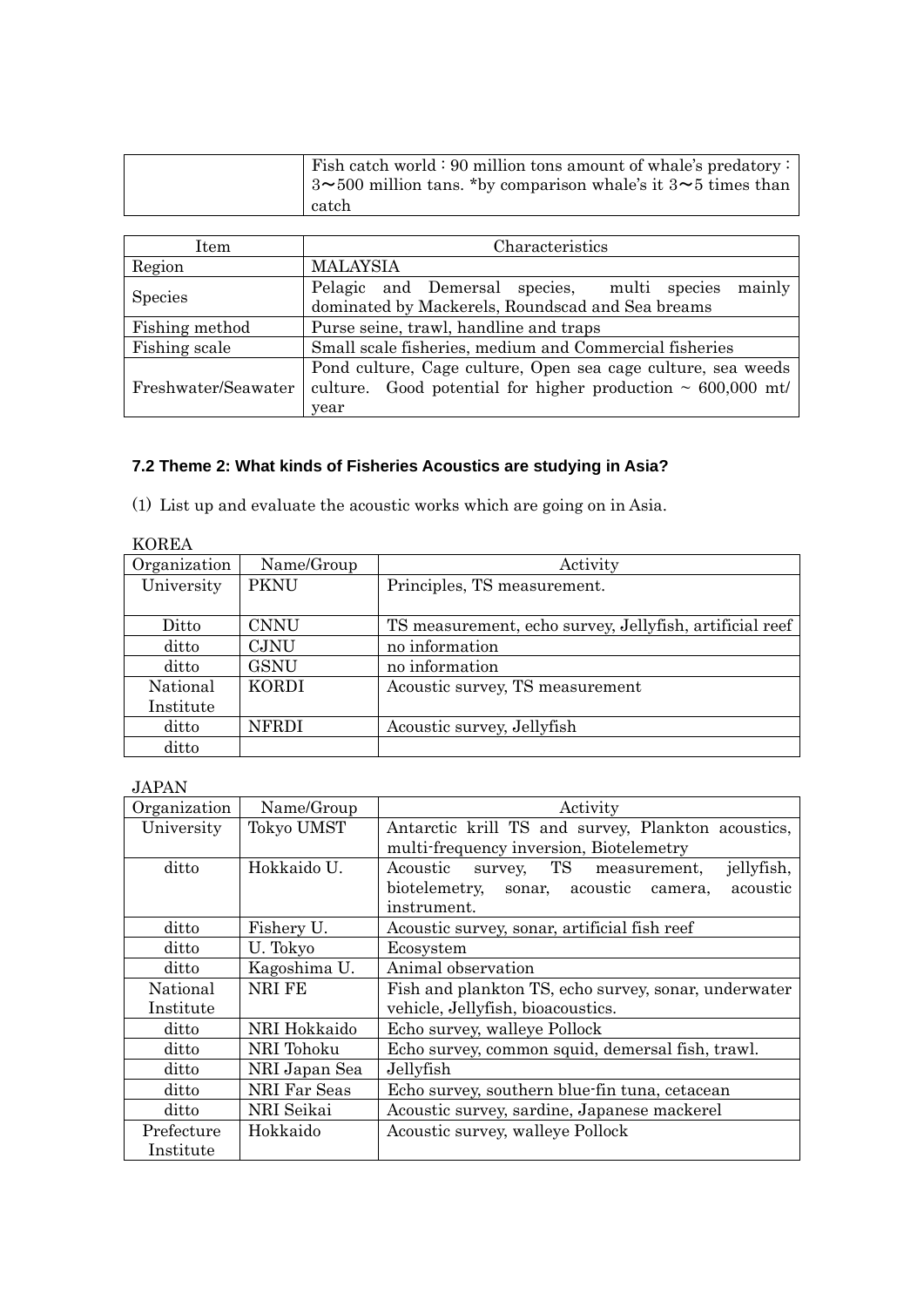| | |
|---|---|
| | Fish catch world : 90 million tons amount of whale's predatory : 3∼500 million tans. *by comparison whale's it 3∼5 times than catch |

| Item | Characteristics |
|---|---|
| Region | MALAYSIA |
| Species | Pelagic and Demersal species, multi species mainly dominated by Mackerels, Roundscad and Sea breams |
| Fishing method | Purse seine, trawl, handline and traps |
| Fishing scale | Small scale fisheries, medium and Commercial fisheries |
| Freshwater/Seawater | Pond culture, Cage culture, Open sea cage culture, sea weeds culture. Good potential for higher production ~ 600,000 mt/ year |

### 7.2 Theme 2: What kinds of Fisheries Acoustics are studying in Asia?

(1) List up and evaluate the acoustic works which are going on in Asia.

KOREA

| Organization | Name/Group | Activity |
|---|---|---|
| University | PKNU | Principles, TS measurement. |
| Ditto | CNNU | TS measurement, echo survey, Jellyfish, artificial reef |
| ditto | CJNU | no information |
| ditto | GSNU | no information |
| National Institute | KORDI | Acoustic survey, TS measurement |
| ditto | NFRDI | Acoustic survey, Jellyfish |
| ditto | | |

JAPAN

| Organization | Name/Group | Activity |
|---|---|---|
| University | Tokyo UMST | Antarctic krill TS and survey, Plankton acoustics, multi-frequency inversion, Biotelemetry |
| ditto | Hokkaido U. | Acoustic survey, TS measurement, jellyfish, biotelemetry, sonar, acoustic camera, acoustic instrument. |
| ditto | Fishery U. | Acoustic survey, sonar, artificial fish reef |
| ditto | U. Tokyo | Ecosystem |
| ditto | Kagoshima U. | Animal observation |
| National Institute | NRI FE | Fish and plankton TS, echo survey, sonar, underwater vehicle, Jellyfish, bioacoustics. |
| ditto | NRI Hokkaido | Echo survey, walleye Pollock |
| ditto | NRI Tohoku | Echo survey, common squid, demersal fish, trawl. |
| ditto | NRI Japan Sea | Jellyfish |
| ditto | NRI Far Seas | Echo survey, southern blue-fin tuna, cetacean |
| ditto | NRI Seikai | Acoustic survey, sardine, Japanese mackerel |
| Prefecture Institute | Hokkaido | Acoustic survey, walleye Pollock |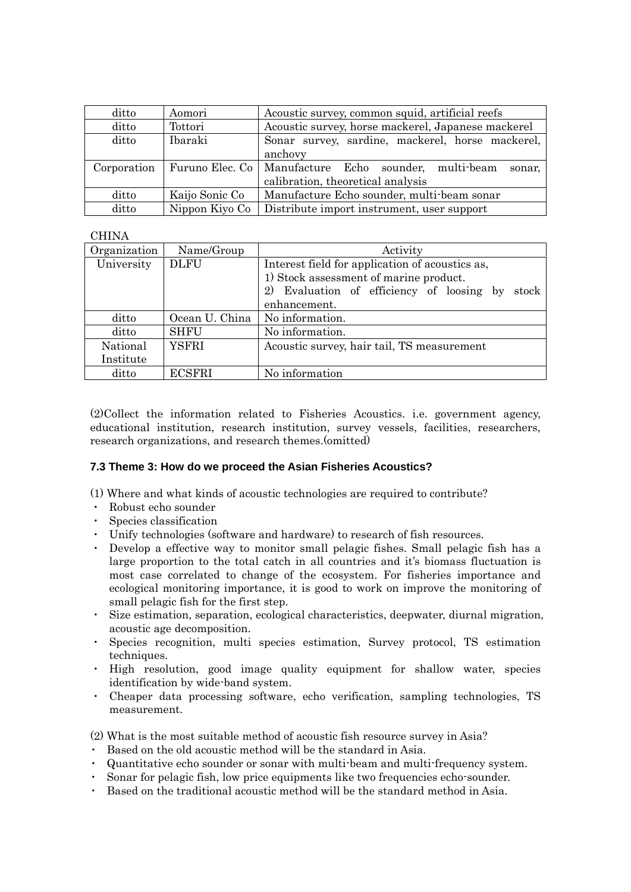| ditto | Aomori | Acoustic survey, common squid, artificial reefs |
|---|---|---|
| ditto | Tottori | Acoustic survey, horse mackerel, Japanese mackerel |
| ditto | Ibaraki | Sonar survey, sardine, mackerel, horse mackerel, anchovy |
| Corporation | Furuno Elec. Co | Manufacture Echo sounder, multi-beam sonar, calibration, theoretical analysis |
| ditto | Kaijo Sonic Co | Manufacture Echo sounder, multi-beam sonar |
| ditto | Nippon Kiyo Co | Distribute import instrument, user support |

CHINA

| Organization | Name/Group | Activity |
|---|---|---|
| University | DLFU | Interest field for application of acoustics as,<br>1) Stock assessment of marine product.<br>2) Evaluation of efficiency of loosing by stock enhancement. |
| ditto | Ocean U. China | No information. |
| ditto | SHFU | No information. |
| National Institute | YSFRI | Acoustic survey, hair tail, TS measurement |
| ditto | ECSFRI | No information |

(2)Collect the information related to Fisheries Acoustics. i.e. government agency, educational institution, research institution, survey vessels, facilities, researchers, research organizations, and research themes.(omitted)

### 7.3 Theme 3: How do we proceed the Asian Fisheries Acoustics?

(1) Where and what kinds of acoustic technologies are required to contribute?

- Robust echo sounder
- Species classification
- Unify technologies (software and hardware) to research of fish resources.
- Develop a effective way to monitor small pelagic fishes. Small pelagic fish has a large proportion to the total catch in all countries and it's biomass fluctuation is most case correlated to change of the ecosystem. For fisheries importance and ecological monitoring importance, it is good to work on improve the monitoring of small pelagic fish for the first step.
- Size estimation, separation, ecological characteristics, deepwater, diurnal migration, acoustic age decomposition.
- Species recognition, multi species estimation, Survey protocol, TS estimation techniques.
- High resolution, good image quality equipment for shallow water, species identification by wide-band system.
- Cheaper data processing software, echo verification, sampling technologies, TS measurement.

(2) What is the most suitable method of acoustic fish resource survey in Asia?

- Based on the old acoustic method will be the standard in Asia.
- Quantitative echo sounder or sonar with multi-beam and multi-frequency system.
- Sonar for pelagic fish, low price equipments like two frequencies echo-sounder.
- Based on the traditional acoustic method will be the standard method in Asia.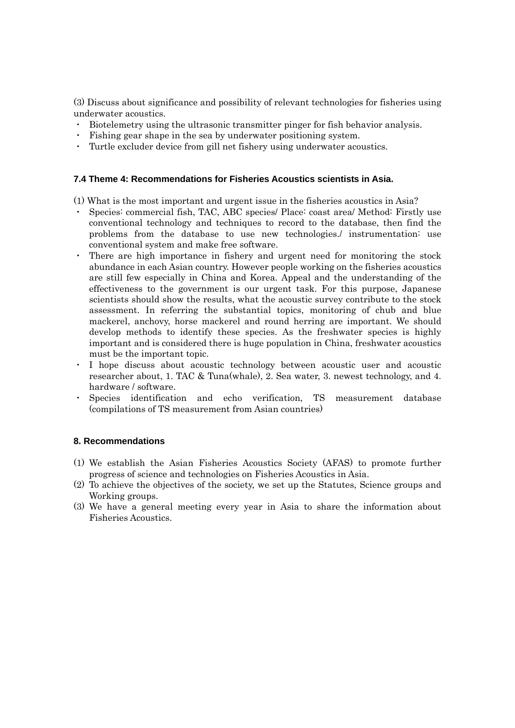(3) Discuss about significance and possibility of relevant technologies for fisheries using underwater acoustics.

- Biotelemetry using the ultrasonic transmitter pinger for fish behavior analysis.
- Fishing gear shape in the sea by underwater positioning system.
- Turtle excluder device from gill net fishery using underwater acoustics.

### 7.4 Theme 4: Recommendations for Fisheries Acoustics scientists in Asia.

(1) What is the most important and urgent issue in the fisheries acoustics in Asia?

- Species: commercial fish, TAC, ABC species/ Place: coast area/ Method: Firstly use conventional technology and techniques to record to the database, then find the problems from the database to use new technologies./ instrumentation: use conventional system and make free software.
- There are high importance in fishery and urgent need for monitoring the stock abundance in each Asian country. However people working on the fisheries acoustics are still few especially in China and Korea. Appeal and the understanding of the effectiveness to the government is our urgent task. For this purpose, Japanese scientists should show the results, what the acoustic survey contribute to the stock assessment. In referring the substantial topics, monitoring of chub and blue mackerel, anchovy, horse mackerel and round herring are important. We should develop methods to identify these species. As the freshwater species is highly important and is considered there is huge population in China, freshwater acoustics must be the important topic.
- I hope discuss about acoustic technology between acoustic user and acoustic researcher about, 1. TAC & Tuna(whale), 2. Sea water, 3. newest technology, and 4. hardware / software.
- Species identification and echo verification, TS measurement database (compilations of TS measurement from Asian countries)

### 8. Recommendations

(1) We establish the Asian Fisheries Acoustics Society (AFAS) to promote further progress of science and technologies on Fisheries Acoustics in Asia.

(2) To achieve the objectives of the society, we set up the Statutes, Science groups and Working groups.

(3) We have a general meeting every year in Asia to share the information about Fisheries Acoustics.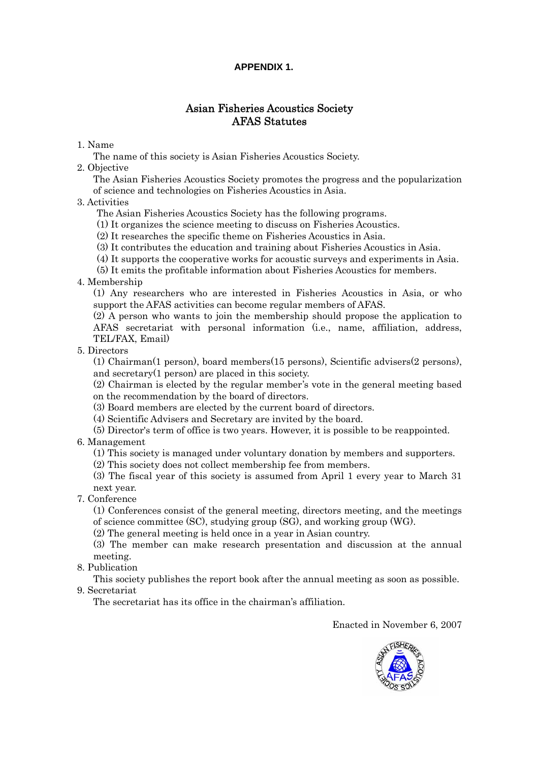**APPENDIX 1.**

# Asian Fisheries Acoustics Society
# AFAS Statutes

1. Name

   The name of this society is Asian Fisheries Acoustics Society.

2. Objective

   The Asian Fisheries Acoustics Society promotes the progress and the popularization of science and technologies on Fisheries Acoustics in Asia.

3. Activities

   The Asian Fisheries Acoustics Society has the following programs.

   (1) It organizes the science meeting to discuss on Fisheries Acoustics.

   (2) It researches the specific theme on Fisheries Acoustics in Asia.

   (3) It contributes the education and training about Fisheries Acoustics in Asia.

   (4) It supports the cooperative works for acoustic surveys and experiments in Asia.

   (5) It emits the profitable information about Fisheries Acoustics for members.

4. Membership

   (1) Any researchers who are interested in Fisheries Acoustics in Asia, or who support the AFAS activities can become regular members of AFAS.

   (2) A person who wants to join the membership should propose the application to AFAS secretariat with personal information (i.e., name, affiliation, address, TEL/FAX, Email)

5. Directors

   (1) Chairman(1 person), board members(15 persons), Scientific advisers(2 persons), and secretary(1 person) are placed in this society.

   (2) Chairman is elected by the regular member's vote in the general meeting based on the recommendation by the board of directors.

   (3) Board members are elected by the current board of directors.

   (4) Scientific Advisers and Secretary are invited by the board.

   (5) Director's term of office is two years. However, it is possible to be reappointed.

6. Management

   (1) This society is managed under voluntary donation by members and supporters.

   (2) This society does not collect membership fee from members.

   (3) The fiscal year of this society is assumed from April 1 every year to March 31 next year.

7. Conference

   (1) Conferences consist of the general meeting, directors meeting, and the meetings of science committee (SC), studying group (SG), and working group (WG).

   (2) The general meeting is held once in a year in Asian country.

   (3) The member can make research presentation and discussion at the annual meeting.

8. Publication

   This society publishes the report book after the annual meeting as soon as possible.

9. Secretariat

   The secretariat has its office in the chairman's affiliation.

Enacted in November 6, 2007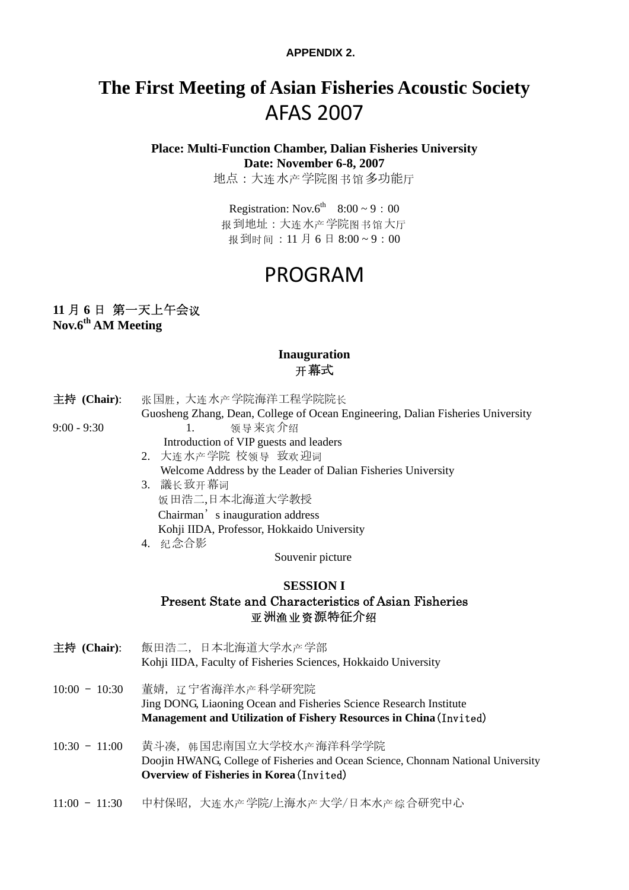**APPENDIX 2.**

# The First Meeting of Asian Fisheries Acoustic Society AFAS 2007

**Place: Multi-Function Chamber, Dalian Fisheries University**
**Date: November 6-8, 2007**
地点：大连水产学院图书馆多功能厅

Registration: Nov.6th 8:00 ~ 9：00
报到地址：大连水产学院图书馆大厅
报到时间：11 月 6 日 8:00 ~ 9：00

# PROGRAM

**11 月 6 日 第一天上午会议**
**Nov.6th AM Meeting**

### Inauguration
### 开幕式

**主持 (Chair)**: 张国胜，大连水产学院海洋工程学院院长
Guosheng Zhang, Dean, College of Ocean Engineering, Dalian Fisheries University

9:00 - 9:30

1. 领导来宾介绍
   Introduction of VIP guests and leaders
2. 大连水产学院 校领导 致欢迎词
   Welcome Address by the Leader of Dalian Fisheries University
3. 議长致开幕词
   饭田浩二,日本北海道大学教授
   Chairman's inauguration address
   Kohji IIDA, Professor, Hokkaido University
4. 纪念合影
   Souvenir picture

### SESSION I
### Present State and Characteristics of Asian Fisheries
### 亚洲渔业资源特征介绍

**主持 (Chair)**: 飯田浩二，日本北海道大学水产学部
Kohji IIDA, Faculty of Fisheries Sciences, Hokkaido University

10:00 – 10:30 董婧，辽宁省海洋水产科学研究院
Jing DONG, Liaoning Ocean and Fisheries Science Research Institute
**Management and Utilization of Fishery Resources in China** (Invited)

10:30 – 11:00 黄斗凑，韩国忠南国立大学校水产海洋科学学院
Doojin HWANG, College of Fisheries and Ocean Science, Chonnam National University
**Overview of Fisheries in Korea** (Invited)

11:00 – 11:30 中村保昭，大连水产学院/上海水产大学/日本水产综合研究中心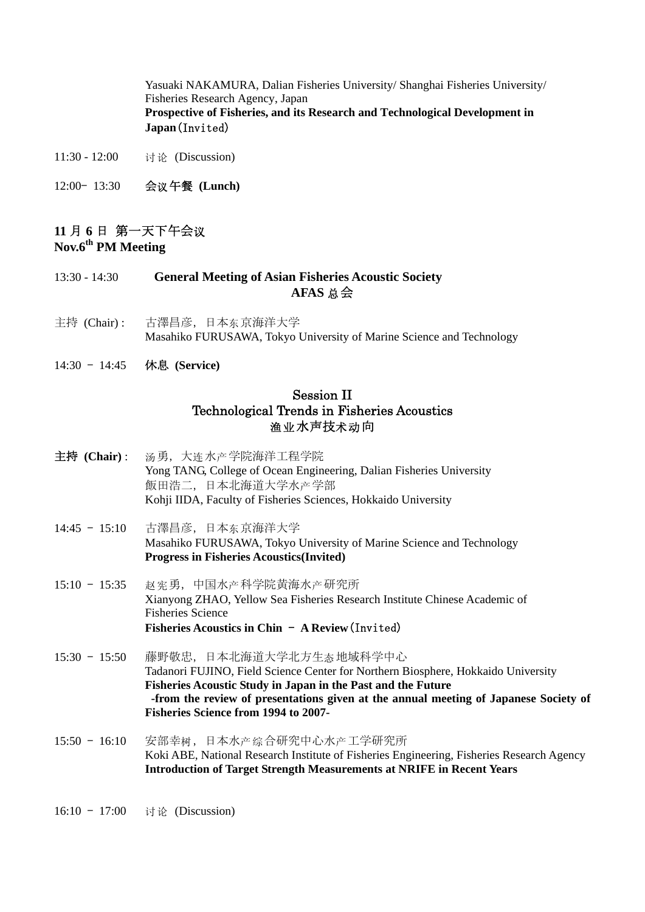Yasuaki NAKAMURA, Dalian Fisheries University/ Shanghai Fisheries University/ Fisheries Research Agency, Japan
**Prospective of Fisheries, and its Research and Technological Development in Japan**(Invited)

11:30 - 12:00 讨论 (Discussion)

12:00– 13:30 **会议午餐 (Lunch)**

## 11 月 6 日 第一天下午会议
## Nov.6th PM Meeting

13:30 - 14:30 **General Meeting of Asian Fisheries Acoustic Society**
**AFAS 总会**

主持 (Chair) : 古澤昌彦，日本东京海洋大学
Masahiko FURUSAWA, Tokyo University of Marine Science and Technology

14:30 – 14:45 **休息 (Service)**

## Session II
## Technological Trends in Fisheries Acoustics
## 渔业水声技术动向

**主持 (Chair)** : 汤勇，大连水产学院海洋工程学院
Yong TANG, College of Ocean Engineering, Dalian Fisheries University
飯田浩二，日本北海道大学水产学部
Kohji IIDA, Faculty of Fisheries Sciences, Hokkaido University

14:45 – 15:10 古澤昌彦，日本东京海洋大学
Masahiko FURUSAWA, Tokyo University of Marine Science and Technology
**Progress in Fisheries Acoustics(Invited)**

15:10 – 15:35 赵宪勇，中国水产科学院黄海水产研究所
Xianyong ZHAO, Yellow Sea Fisheries Research Institute Chinese Academic of Fisheries Science
**Fisheries Acoustics in Chin – A Review**(Invited)

15:30 – 15:50 藤野敬忠，日本北海道大学北方生态地域科学中心
Tadanori FUJINO, Field Science Center for Northern Biosphere, Hokkaido University
**Fisheries Acoustic Study in Japan in the Past and the Future**
**-from the review of presentations given at the annual meeting of Japanese Society of Fisheries Science from 1994 to 2007-**

15:50 – 16:10 安部幸树，日本水产综合研究中心水产工学研究所
Koki ABE, National Research Institute of Fisheries Engineering, Fisheries Research Agency
**Introduction of Target Strength Measurements at NRIFE in Recent Years**

16:10 – 17:00 讨论 (Discussion)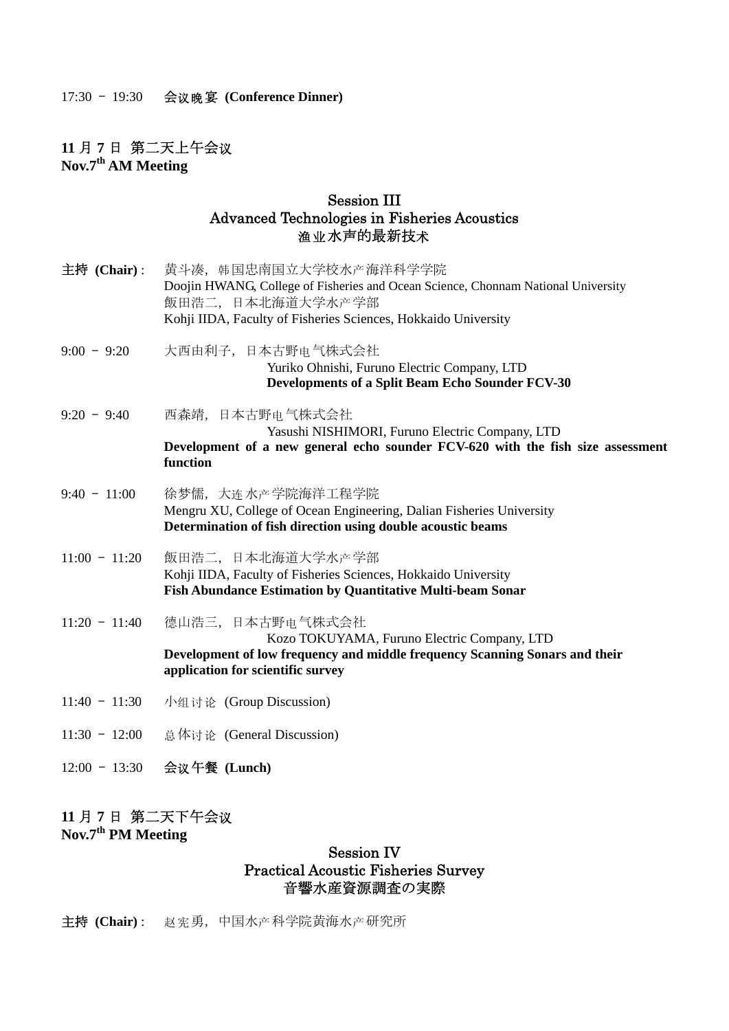17:30 － 19:30　**会议晚宴 (Conference Dinner)**

## 11 月 7 日 第二天上午会议
## Nov.7th AM Meeting

### Session III
### Advanced Technologies in Fisheries Acoustics
### 渔业水声的最新技术

**主持 (Chair)**: 黄斗凑，韩国忠南国立大学校水产海洋科学学院
Doojin HWANG, College of Fisheries and Ocean Science, Chonnam National University
飯田浩二，日本北海道大学水产学部
Kohji IIDA, Faculty of Fisheries Sciences, Hokkaido University

9:00 － 9:20　大西由利子，日本古野电气株式会社
Yuriko Ohnishi, Furuno Electric Company, LTD
**Developments of a Split Beam Echo Sounder FCV-30**

9:20 － 9:40　西森靖，日本古野电气株式会社
Yasushi NISHIMORI, Furuno Electric Company, LTD
**Development of a new general echo sounder FCV-620 with the fish size assessment function**

9:40 － 11:00　徐梦儒，大连水产学院海洋工程学院
Mengru XU, College of Ocean Engineering, Dalian Fisheries University
**Determination of fish direction using double acoustic beams**

11:00 － 11:20　飯田浩二，日本北海道大学水产学部
Kohji IIDA, Faculty of Fisheries Sciences, Hokkaido University
**Fish Abundance Estimation by Quantitative Multi-beam Sonar**

11:20 － 11:40　德山浩三，日本古野电气株式会社
Kozo TOKUYAMA, Furuno Electric Company, LTD
**Development of low frequency and middle frequency Scanning Sonars and their application for scientific survey**

11:40 － 11:30　小组讨论 (Group Discussion)

11:30 － 12:00　总体讨论 (General Discussion)

12:00 － 13:30　**会议午餐 (Lunch)**

## 11 月 7 日 第二天下午会议
## Nov.7th PM Meeting

### Session IV
### Practical Acoustic Fisheries Survey
### 音響水産資源調査の実際

**主持 (Chair)**: 赵宪勇，中国水产科学院黄海水产研究所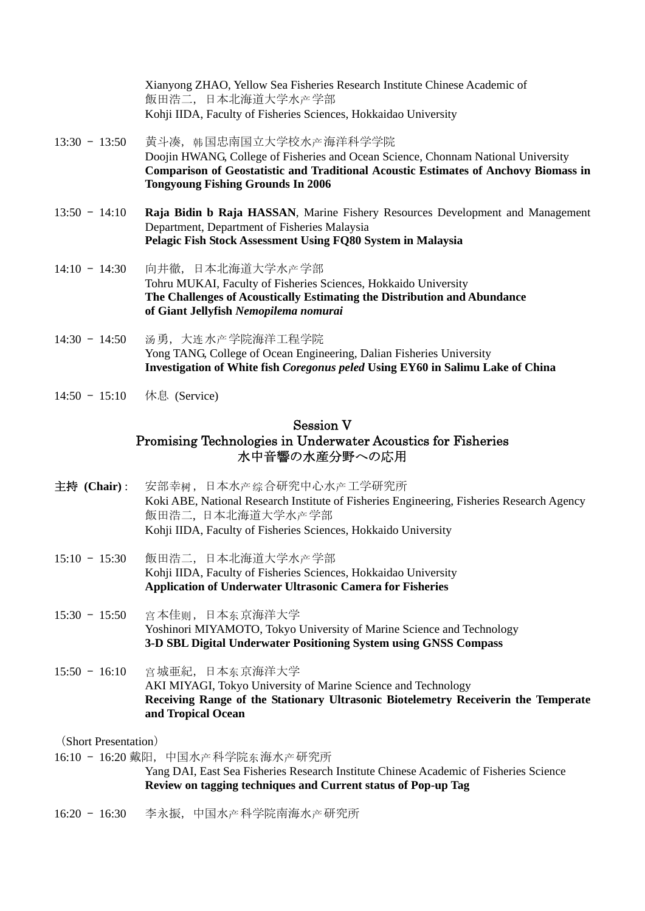Xianyong ZHAO, Yellow Sea Fisheries Research Institute Chinese Academic of
飯田浩二，日本北海道大学水产学部
Kohji IIDA, Faculty of Fisheries Sciences, Hokkaidao University

13:30 − 13:50　黄斗凑，韩国忠南国立大学校水产海洋科学学院
Doojin HWANG, College of Fisheries and Ocean Science, Chonnam National University
**Comparison of Geostatistic and Traditional Acoustic Estimates of Anchovy Biomass in Tongyoung Fishing Grounds In 2006**

13:50 − 14:10　**Raja Bidin b Raja HASSAN**, Marine Fishery Resources Development and Management Department, Department of Fisheries Malaysia
**Pelagic Fish Stock Assessment Using FQ80 System in Malaysia**

14:10 − 14:30　向井徹，日本北海道大学水产学部
Tohru MUKAI, Faculty of Fisheries Sciences, Hokkaido University
**The Challenges of Acoustically Estimating the Distribution and Abundance of Giant Jellyfish *Nemopilema nomurai***

14:30 − 14:50　汤勇，大连水产学院海洋工程学院
Yong TANG, College of Ocean Engineering, Dalian Fisheries University
**Investigation of White fish *Coregonus peled* Using EY60 in Salimu Lake of China**

14:50 − 15:10　休息 (Service)

## Session V
## Promising Technologies in Underwater Acoustics for Fisheries
## 水中音響の水産分野への応用

**主持 (Chair)**:　安部幸树，日本水产综合研究中心水产工学研究所
Koki ABE, National Research Institute of Fisheries Engineering, Fisheries Research Agency
飯田浩二，日本北海道大学水产学部
Kohji IIDA, Faculty of Fisheries Sciences, Hokkaido University

15:10 − 15:30　飯田浩二，日本北海道大学水产学部
Kohji IIDA, Faculty of Fisheries Sciences, Hokkaidao University
**Application of Underwater Ultrasonic Camera for Fisheries**

15:30 − 15:50　宫本佳则，日本东京海洋大学
Yoshinori MIYAMOTO, Tokyo University of Marine Science and Technology
**3-D SBL Digital Underwater Positioning System using GNSS Compass**

15:50 − 16:10　宫城亜紀，日本东京海洋大学
AKI MIYAGI, Tokyo University of Marine Science and Technology
**Receiving Range of the Stationary Ultrasonic Biotelemetry Receiverin the Temperate and Tropical Ocean**

（Short Presentation）

16:10 − 16:20 戴阳，中国水产科学院东海水产研究所
Yang DAI, East Sea Fisheries Research Institute Chinese Academic of Fisheries Science
**Review on tagging techniques and Current status of Pop-up Tag**

16:20 − 16:30　李永振，中国水产科学院南海水产研究所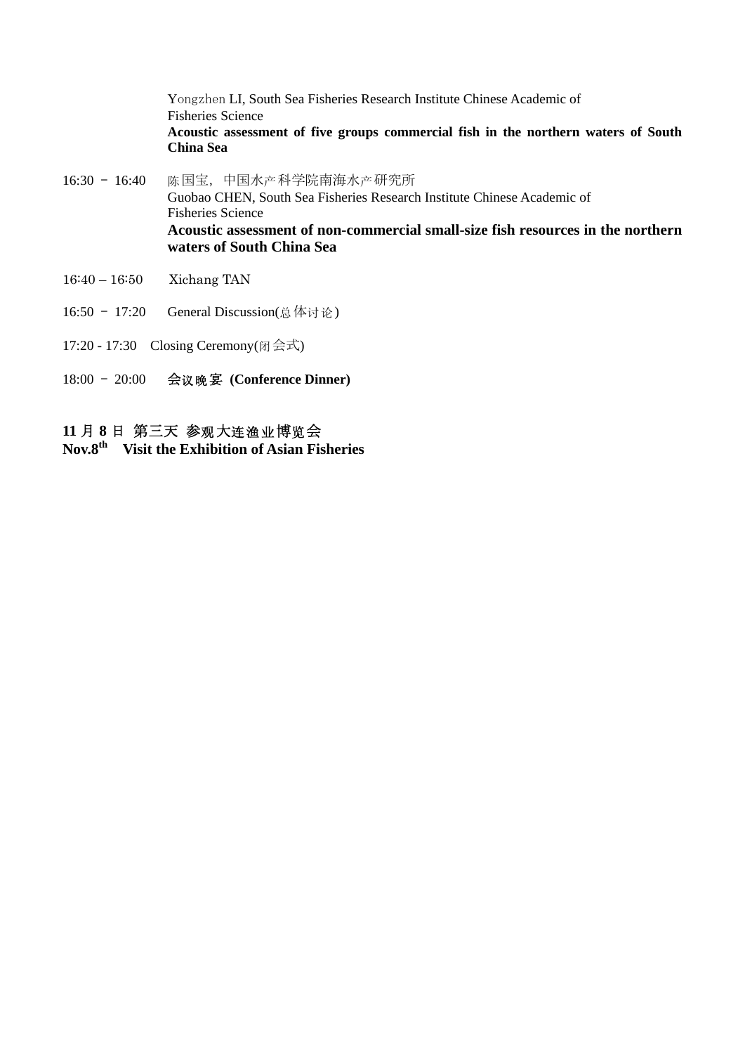Yongzhen LI, South Sea Fisheries Research Institute Chinese Academic of Fisheries Science
**Acoustic assessment of five groups commercial fish in the northern waters of South China Sea**

16:30 – 16:40 陈国宝，中国水产科学院南海水产研究所
Guobao CHEN, South Sea Fisheries Research Institute Chinese Academic of Fisheries Science
**Acoustic assessment of non-commercial small-size fish resources in the northern waters of South China Sea**

16:40 – 16:50 Xichang TAN

16:50 – 17:20 General Discussion(总体讨论)

17:20 - 17:30 Closing Ceremony(闭会式)

18:00 – 20:00 **会议晚宴 (Conference Dinner)**

**11 月 8 日 第三天 参观大连渔业博览会**
**Nov.8th Visit the Exhibition of Asian Fisheries**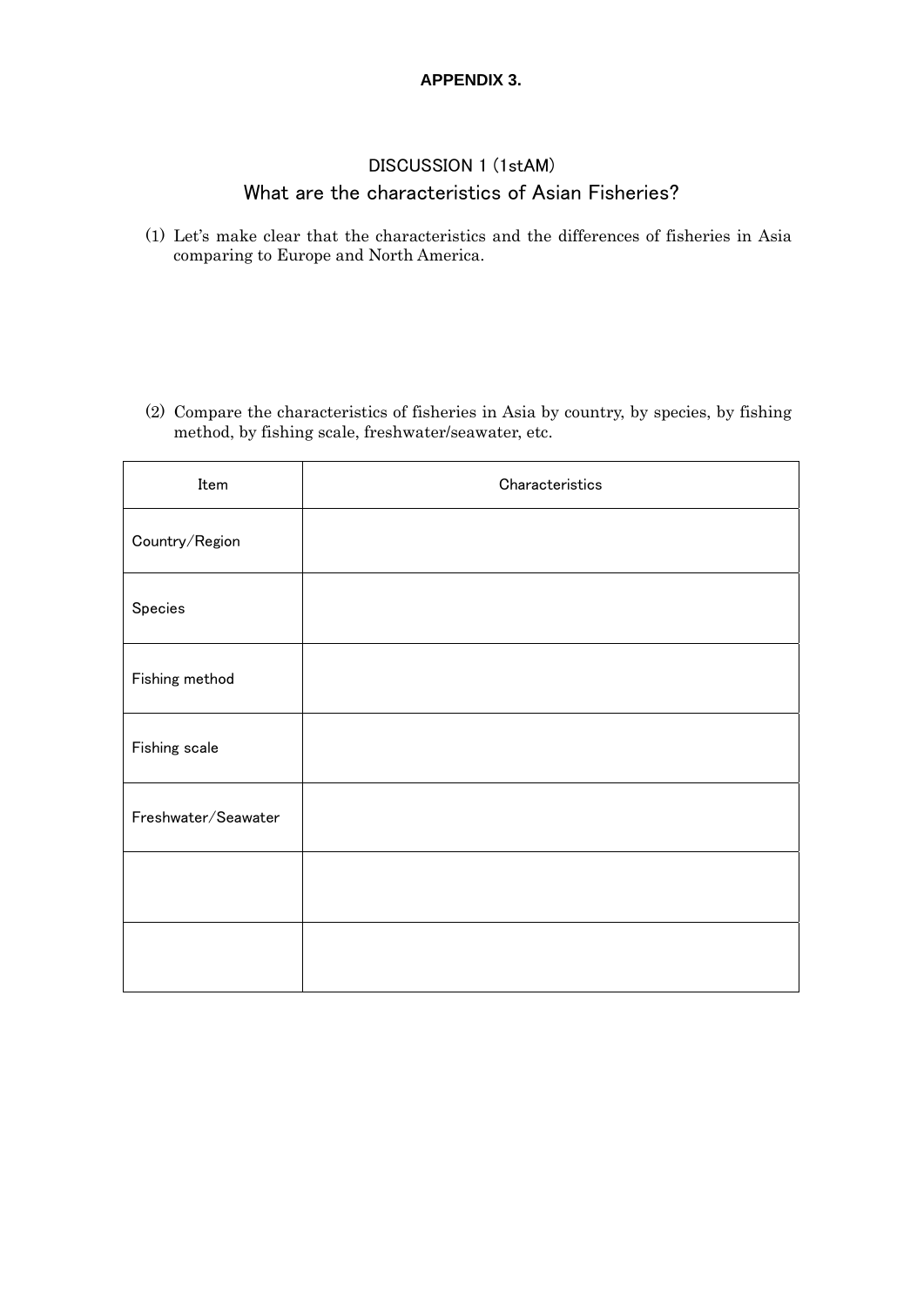**APPENDIX 3.**

## DISCUSSION 1 (1stAM)

## What are the characteristics of Asian Fisheries?

(1) Let's make clear that the characteristics and the differences of fisheries in Asia comparing to Europe and North America.

(2) Compare the characteristics of fisheries in Asia by country, by species, by fishing method, by fishing scale, freshwater/seawater, etc.

| Item | Characteristics |
|---|---|
| Country/Region | |
| Species | |
| Fishing method | |
| Fishing scale | |
| Freshwater/Seawater | |
| | |
| | |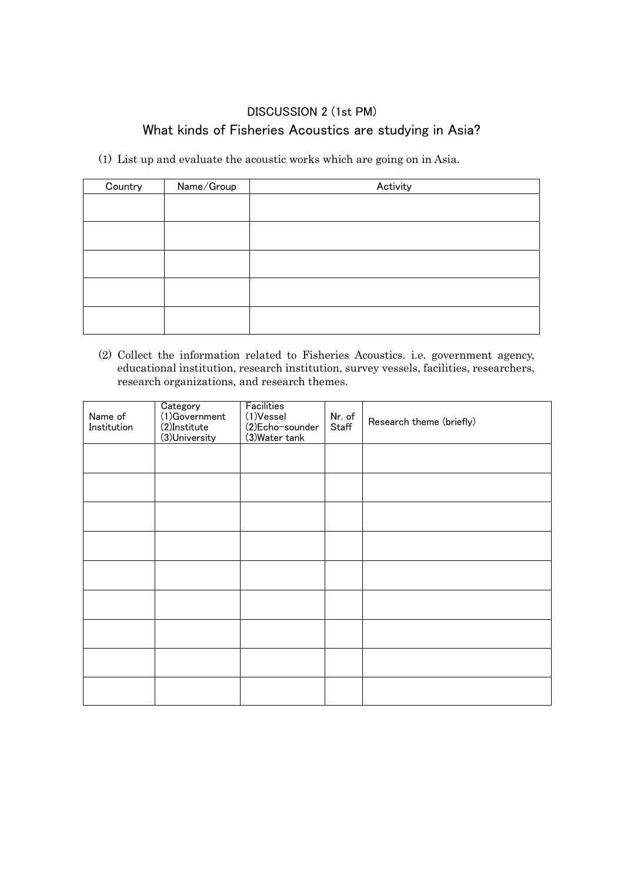## DISCUSSION 2 (1st PM)

# What kinds of Fisheries Acoustics are studying in Asia?

(1) List up and evaluate the acoustic works which are going on in Asia.

| Country | Name/Group | Activity |
|---|---|---|
| | | |
| | | |
| | | |
| | | |
| | | |

(2) Collect the information related to Fisheries Acoustics. i.e. government agency, educational institution, research institution, survey vessels, facilities, researchers, research organizations, and research themes.

| Name of Institution | Category (1)Government (2)Institute (3)University | Facilities (1)Vessel (2)Echo-sounder (3)Water tank | Nr. of Staff | Research theme (briefly) |
|---|---|---|---|---|
| | | | | |
| | | | | |
| | | | | |
| | | | | |
| | | | | |
| | | | | |
| | | | | |
| | | | | |
| | | | | |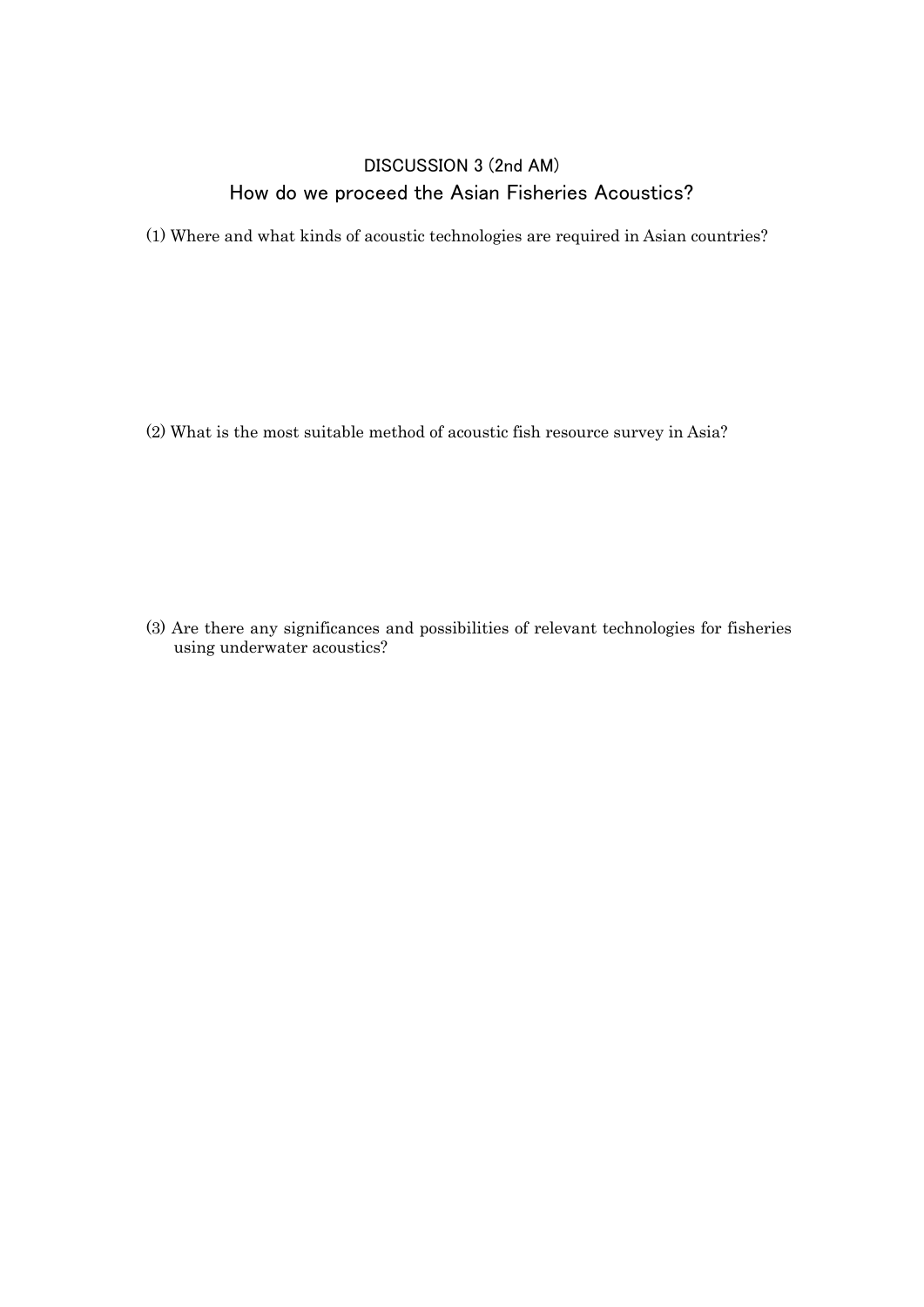## DISCUSSION 3 (2nd AM)

## How do we proceed the Asian Fisheries Acoustics?

(1) Where and what kinds of acoustic technologies are required in Asian countries?

(2) What is the most suitable method of acoustic fish resource survey in Asia?

(3) Are there any significances and possibilities of relevant technologies for fisheries using underwater acoustics?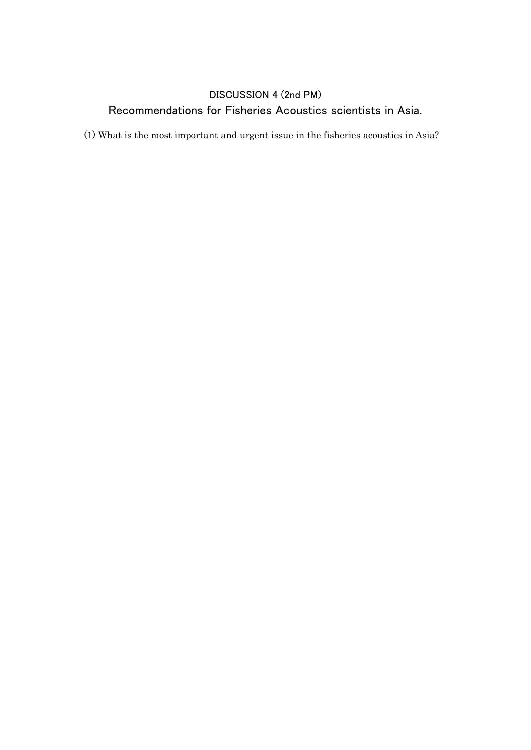## DISCUSSION 4 (2nd PM)

## Recommendations for Fisheries Acoustics scientists in Asia.

(1) What is the most important and urgent issue in the fisheries acoustics in Asia?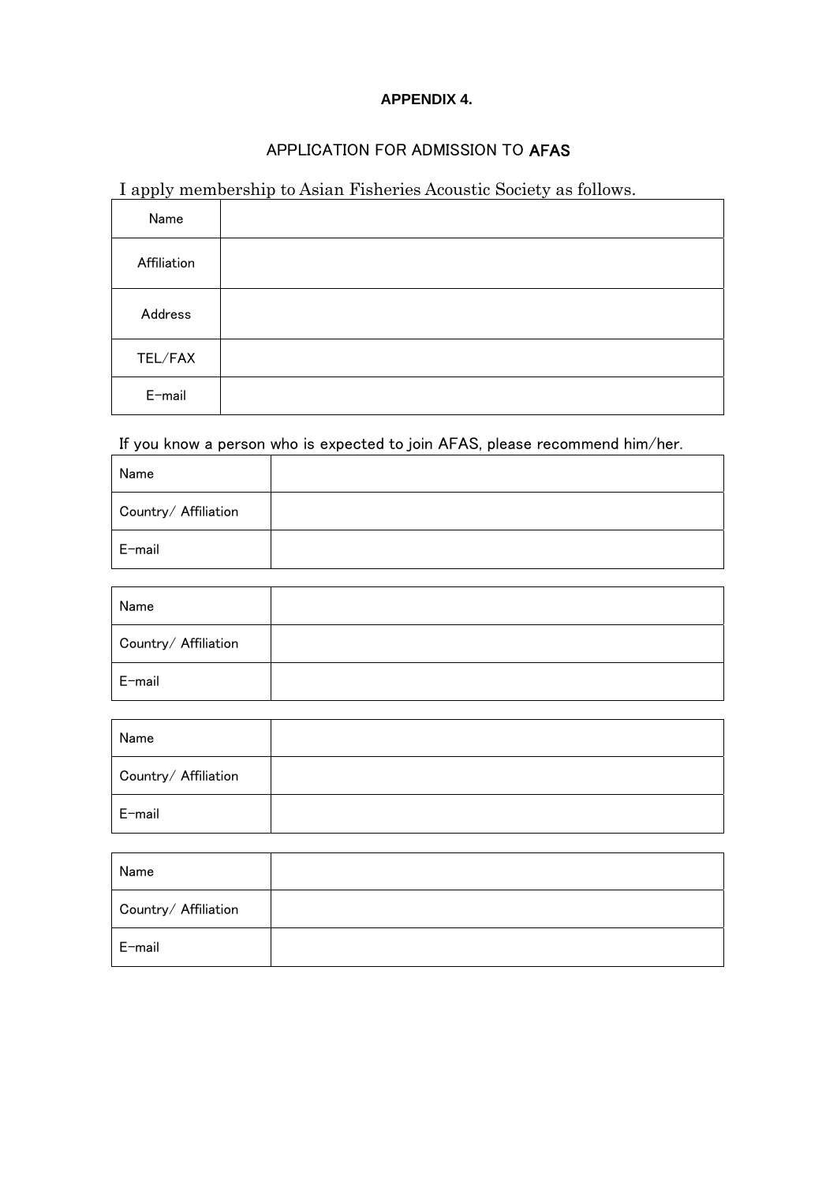**APPENDIX 4.**

APPLICATION FOR ADMISSION TO **AFAS**

I apply membership to Asian Fisheries Acoustic Society as follows.

| Name | |
|---|---|
| Affiliation | |
| Address | |
| TEL/FAX | |
| E-mail | |

If you know a person who is expected to join AFAS, please recommend him/her.

| Name | |
|---|---|
| Country/ Affiliation | |
| E-mail | |

| Name | |
|---|---|
| Country/ Affiliation | |
| E-mail | |

| Name | |
|---|---|
| Country/ Affiliation | |
| E-mail | |

| Name | |
|---|---|
| Country/ Affiliation | |
| E-mail | |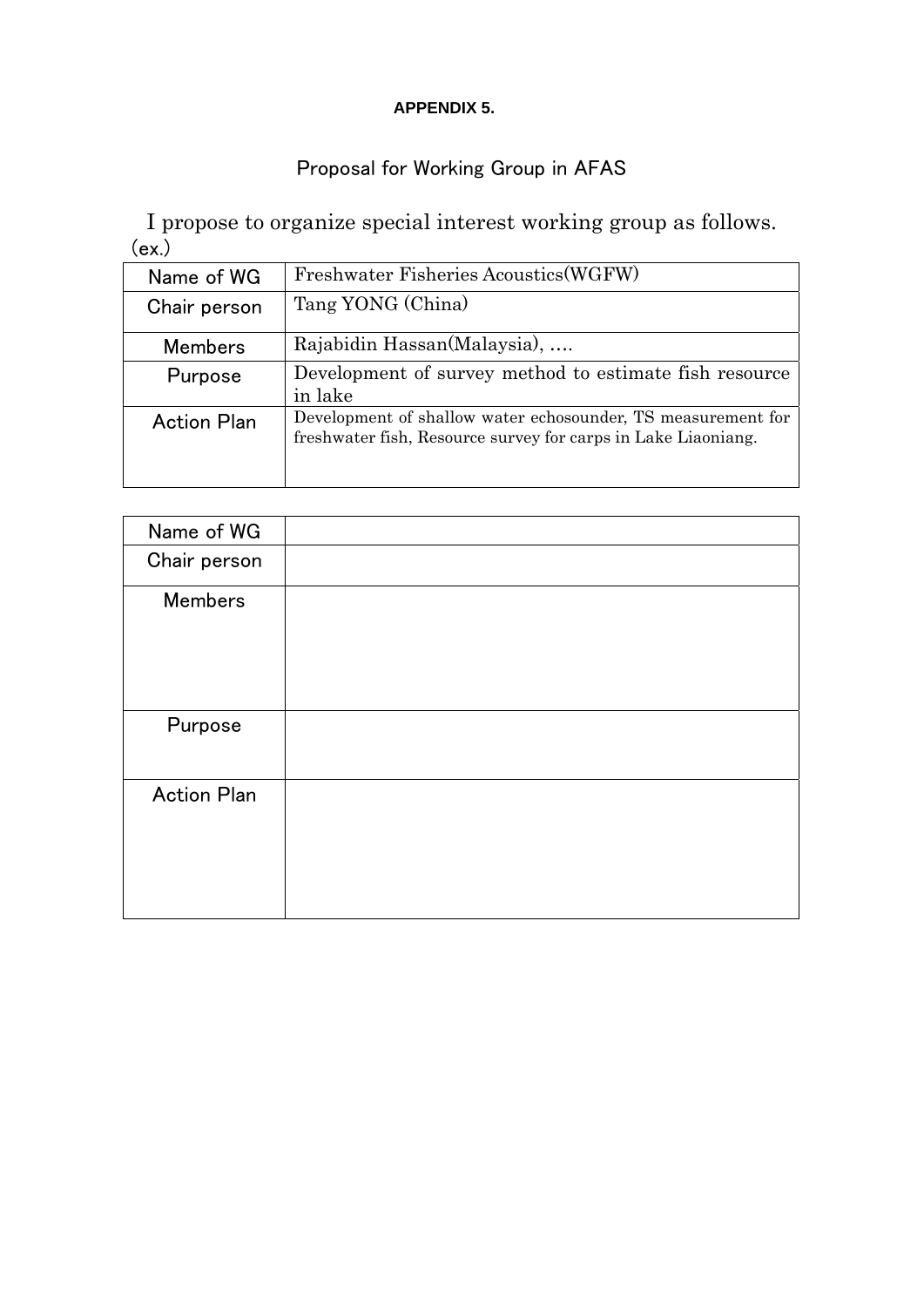**APPENDIX 5.**

## Proposal for Working Group in AFAS

I propose to organize special interest working group as follows.

(ex.)

| Name of WG | Freshwater Fisheries Acoustics(WGFW) |
|---|---|
| Chair person | Tang YONG (China) |
| Members | Rajabidin Hassan(Malaysia), .... |
| Purpose | Development of survey method to estimate fish resource in lake |
| Action Plan | Development of shallow water echosounder, TS measurement for freshwater fish, Resource survey for carps in Lake Liaoniang. |

| Name of WG | |
|---|---|
| Chair person | |
| Members | |
| Purpose | |
| Action Plan | |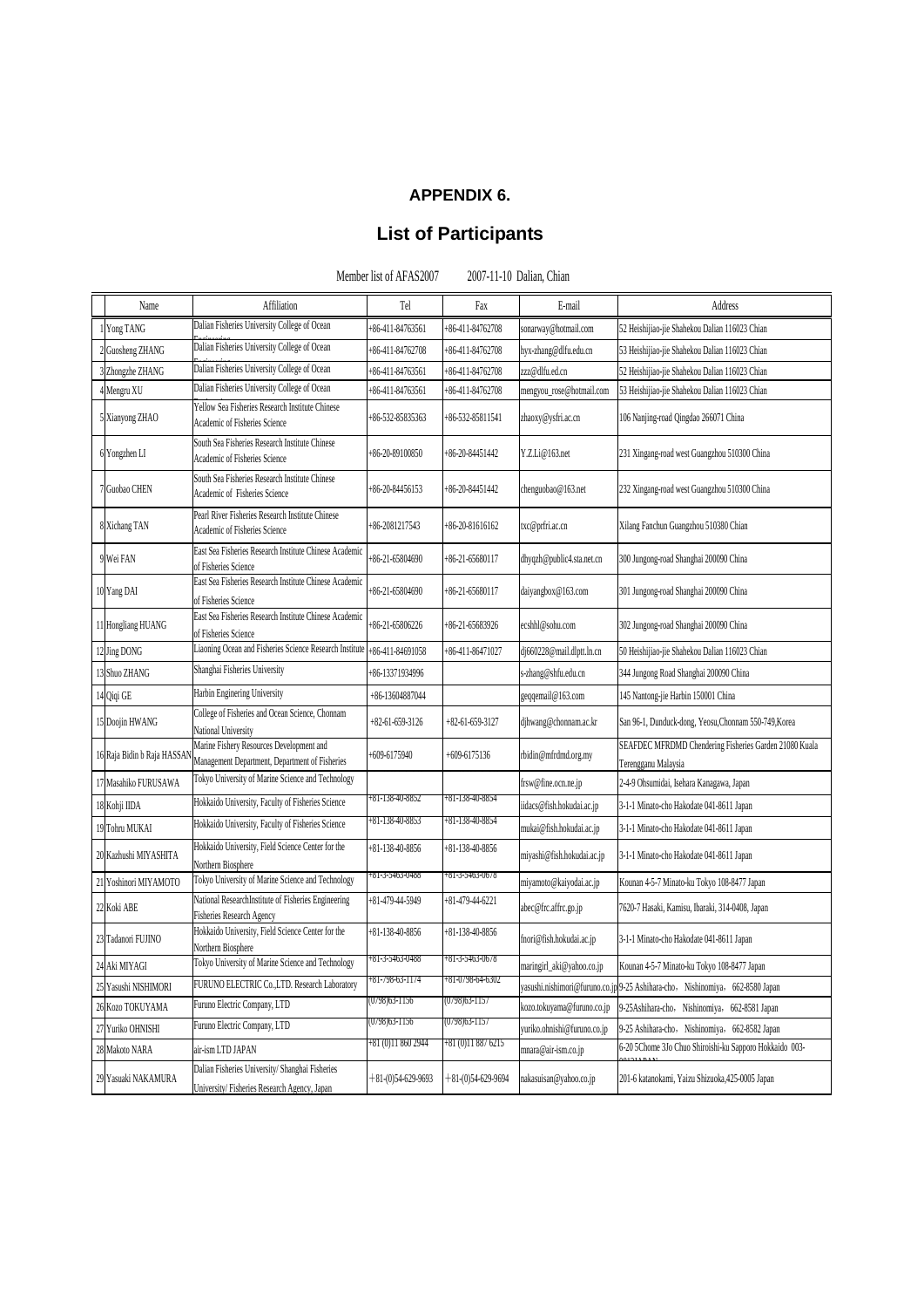# APPENDIX 6.

## List of Participants

Member list of AFAS2007　　　2007-11-10 Dalian, Chian

| | Name | Affiliation | Tel | Fax | E-mail | Address |
|---|---|---|---|---|---|---|
| 1 | Yong TANG | Dalian Fisheries University College of Ocean Engineering | +86-411-84763561 | +86-411-84762708 | sonarway@hotmail.com | 52 Heishijiao-jie Shahekou Dalian 116023 Chian |
| 2 | Guosheng ZHANG | Dalian Fisheries University College of Ocean Engineering | +86-411-84762708 | +86-411-84762708 | hyx-zhang@dlfu.edu.cn | 53 Heishijiao-jie Shahekou Dalian 116023 Chian |
| 3 | Zhongzhe ZHANG | Dalian Fisheries University College of Ocean | +86-411-84763561 | +86-411-84762708 | zzz@dlfu.ed.cn | 52 Heishijiao-jie Shahekou Dalian 116023 Chian |
| 4 | Mengru XU | Dalian Fisheries University College of Ocean Engineering | +86-411-84763561 | +86-411-84762708 | mengyou_rose@hotmail.com | 53 Heishijiao-jie Shahekou Dalian 116023 Chian |
| 5 | Xianyong ZHAO | Yellow Sea Fisheries Research Institute Chinese Academic of Fisheries Science | +86-532-85835363 | +86-532-85811541 | zhaoxy@ysfri.ac.cn | 106 Nanjing-road Qingdao 266071 China |
| 6 | Yongzhen LI | South Sea Fisheries Research Institute Chinese Academic of Fisheries Science | +86-20-89100850 | +86-20-84451442 | Y.Z.Li@163.net | 231 Xingang-road west Guangzhou 510300 China |
| 7 | Guobao CHEN | South Sea Fisheries Research Institute Chinese Academic of Fisheries Science | +86-20-84456153 | +86-20-84451442 | chenguobao@163.net | 232 Xingang-road west Guangzhou 510300 China |
| 8 | Xichang TAN | Pearl River Fisheries Research Institute Chinese Academic of Fisheries Science | +86-2081217543 | +86-20-81616162 | txc@prfri.ac.cn | Xilang Fanchun Guangzhou 510380 Chian |
| 9 | Wei FAN | East Sea Fisheries Research Institute Chinese Academic of Fisheries Science | +86-21-65804690 | +86-21-65680117 | dhyqzb@public4.sta.net.cn | 300 Jungong-road Shanghai 200090 China |
| 10 | Yang DAI | East Sea Fisheries Research Institute Chinese Academic of Fisheries Science | +86-21-65804690 | +86-21-65680117 | daiyangbox@163.com | 301 Jungong-road Shanghai 200090 China |
| 11 | Hongliang HUANG | East Sea Fisheries Research Institute Chinese Academic of Fisheries Science | +86-21-65806226 | +86-21-65683926 | ecshhl@sohu.com | 302 Jungong-road Shanghai 200090 China |
| 12 | Jing DONG | Liaoning Ocean and Fisheries Science Research Institute | +86-411-84691058 | +86-411-86471027 | dj660228@mail.dlptt.ln.cn | 50 Heishijiao-jie Shahekou Dalian 116023 Chian |
| 13 | Shuo ZHANG | Shanghai Fisheries University | +86-13371934996 | | s-zhang@shfu.edu.cn | 344 Jungong Road Shanghai 200090 China |
| 14 | Qiqi GE | Harbin Enginering University | +86-13604887044 | | geqqemail@163.com | 145 Nantong-jie Harbin 150001 China |
| 15 | Doojin HWANG | College of Fisheries and Ocean Science, Chonnam National University | +82-61-659-3126 | +82-61-659-3127 | djhwang@chonnam.ac.kr | San 96-1, Dunduck-dong, Yeosu,Chonnam 550-749,Korea |
| 16 | Raja Bidin b Raja HASSAN | Marine Fishery Resources Development and Management Department, Department of Fisheries | +609-6175940 | +609-6175136 | rbidin@mfrdmd.org.my | SEAFDEC MFRDMD Chendering Fisheries Garden 21080 Kuala Terengganu Malaysia |
| 17 | Masahiko FURUSAWA | Tokyo University of Marine Science and Technology | | | frsw@fine.ocn.ne.jp | 2-4-9 Ohsumidai, Isehara Kanagawa, Japan |
| 18 | Kohji IIDA | Hokkaido University, Faculty of Fisheries Science | +81-138-40-8852 | +81-138-40-8854 | iidacs@fish.hokudai.ac.jp | 3-1-1 Minato-cho Hakodate 041-8611 Japan |
| 19 | Tohru MUKAI | Hokkaido University, Faculty of Fisheries Science | +81-138-40-8853 | +81-138-40-8854 | mukai@fish.hokudai.ac.jp | 3-1-1 Minato-cho Hakodate 041-8611 Japan |
| 20 | Kazhushi MIYASHITA | Hokkaido University, Field Science Center for the Northern Biosphere | +81-138-40-8856 | +81-138-40-8856 | miyashi@fish.hokudai.ac.jp | 3-1-1 Minato-cho Hakodate 041-8611 Japan |
| 21 | Yoshinori MIYAMOTO | Tokyo University of Marine Science and Technology | +81-3-5463-0488 | +81-3-5463-0678 | miyamoto@kaiyodai.ac.jp | Kounan 4-5-7 Minato-ku Tokyo 108-8477 Japan |
| 22 | Koki ABE | National ResearchInstitute of Fisheries Engineering Fisheries Research Agency | +81-479-44-5949 | +81-479-44-6221 | abec@frc.affrc.go.jp | 7620-7 Hasaki, Kamisu, Ibaraki, 314-0408, Japan |
| 23 | Tadanori FUJINO | Hokkaido University, Field Science Center for the Northern Biosphere | +81-138-40-8856 | +81-138-40-8856 | fnori@fish.hokudai.ac.jp | 3-1-1 Minato-cho Hakodate 041-8611 Japan |
| 24 | Aki MIYAGI | Tokyo University of Marine Science and Technology | +81-3-5463-0488 | +81-3-5463-0678 | maringirl_aki@yahoo.co.jp | Kounan 4-5-7 Minato-ku Tokyo 108-8477 Japan |
| 25 | Yasushi NISHIMORI | FURUNO ELECTRIC Co.,LTD. Research Laboratory | +81-798-63-1174 | +81-0798-64-6302 | yasushi.nishimori@furuno.co.jp | 9-25 Ashihara-cho, Nishinomiya, 662-8580 Japan |
| 26 | Kozo TOKUYAMA | Furuno Electric Company, LTD | (0798)63-1156 | (0798)63-1157 | kozo.tokuyama@furuno.co.jp | 9-25Ashihara-cho, Nishinomiya, 662-8581 Japan |
| 27 | Yuriko OHNISHI | Furuno Electric Company, LTD | (0798)63-1156 | (0798)63-1157 | yuriko.ohnishi@furuno.co.jp | 9-25 Ashihara-cho, Nishinomiya, 662-8582 Japan |
| 28 | Makoto NARA | air-ism LTD JAPAN | +81 (0)11 860 2944 | +81 (0)11 887 6215 | mnara@air-ism.co.jp | 6-20 5Chome 3Jo Chuo Shiroishi-ku Sapporo Hokkaido 003-0013JAPAN |
| 29 | Yasuaki NAKAMURA | Dalian Fisheries University/ Shanghai Fisheries University/ Fisheries Research Agency, Japan | +81-(0)54-629-9693 | +81-(0)54-629-9694 | nakasuisan@yahoo.co.jp | 201-6 katanokami, Yaizu Shizuoka,425-0005 Japan |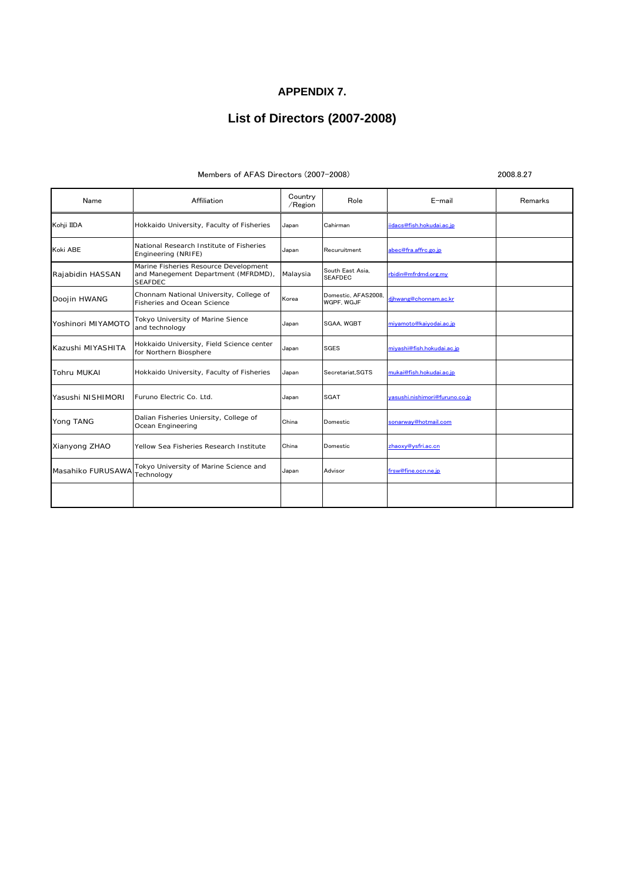# APPENDIX 7.

## List of Directors (2007-2008)

Members of AFAS Directors (2007−2008) 2008.8.27

| Name | Affiliation | Country /Region | Role | E−mail | Remarks |
|---|---|---|---|---|---|
| Kohji IIDA | Hokkaido University, Faculty of Fisheries | Japan | Cahirman | iidacs@fish.hokudai.ac.jp | |
| Koki ABE | National Research Institute of Fisheries Engineering (NRIFE) | Japan | Recuruitment | abec@fra.affrc.go.jp | |
| Rajabidin HASSAN | Marine Fisheries Resource Development and Manegement Department (MFRDMD), SEAFDEC | Malaysia | South East Asia, SEAFDEC | rbidin@mfrdmd.org.my | |
| Doojin HWANG | Chonnam National University, College of Fisheries and Ocean Science | Korea | Domestic, AFAS2008, WGPF, WGJF | djhwang@chonnam.ac.kr | |
| Yoshinori MIYAMOTO | Tokyo University of Marine Sience and technology | Japan | SGAA, WGBT | miyamoto@kaiyodai.ac.jp | |
| Kazushi MIYASHITA | Hokkaido University, Field Science center for Northern Biosphere | Japan | SGES | miyashi@fish.hokudai.ac.jp | |
| Tohru MUKAI | Hokkaido University, Faculty of Fisheries | Japan | Secretariat,SGTS | mukai@fish.hokudai.ac.jp | |
| Yasushi NISHIMORI | Furuno Electric Co. Ltd. | Japan | SGAT | yasushi.nishimori@furuno.co.jp | |
| Yong TANG | Dalian Fisheries Uniersity, College of Ocean Engineering | China | Domestic | sonarway@hotmail.com | |
| Xianyong ZHAO | Yellow Sea Fisheries Research Institute | China | Domestic | zhaoxy@ysfri.ac.cn | |
| Masahiko FURUSAWA | Tokyo University of Marine Science and Technology | Japan | Advisor | frsw@fine.ocn.ne.jp | |
| | | | | | |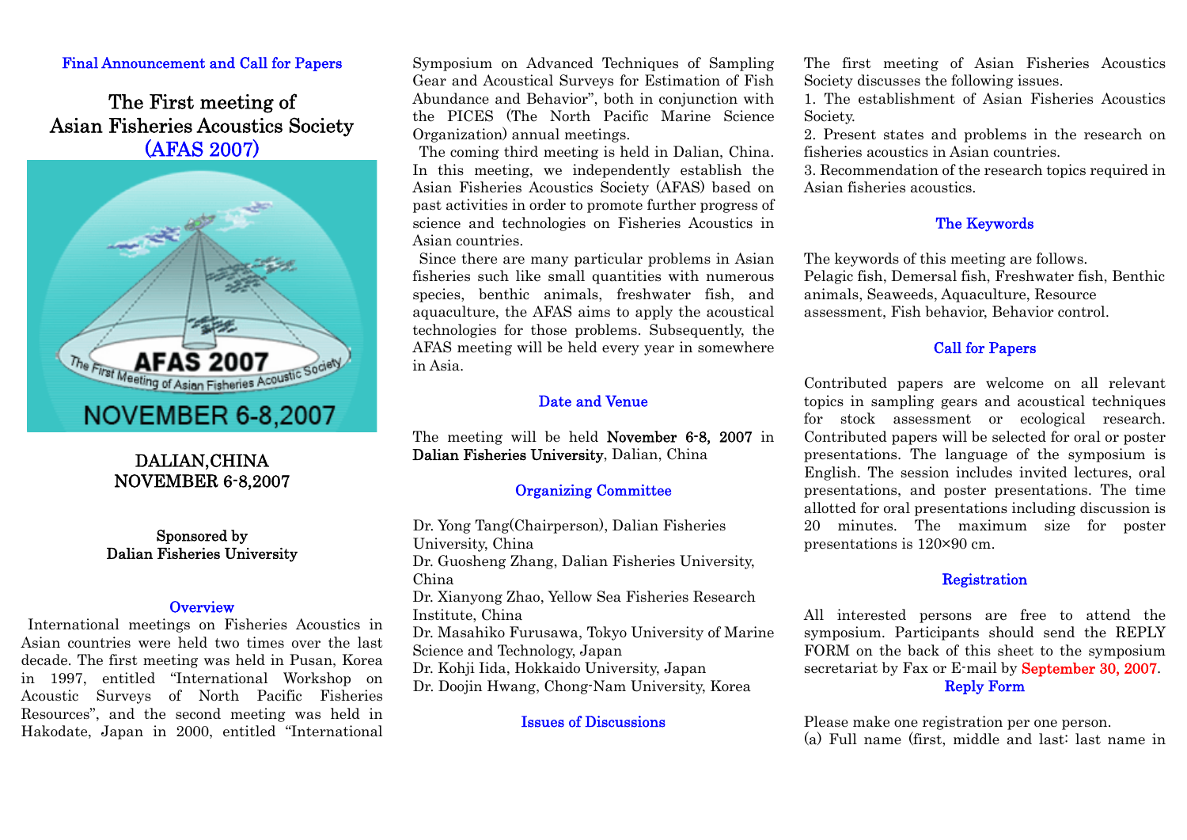Final Announcement and Call for Papers

# The First meeting of Asian Fisheries Acoustics Society (AFAS 2007)

DALIAN,CHINA
NOVEMBER 6-8,2007

**Sponsored by Dalian Fisheries University**

## Overview

International meetings on Fisheries Acoustics in Asian countries were held two times over the last decade. The first meeting was held in Pusan, Korea in 1997, entitled "International Workshop on Acoustic Surveys of North Pacific Fisheries Resources", and the second meeting was held in Hakodate, Japan in 2000, entitled "International Symposium on Advanced Techniques of Sampling Gear and Acoustical Surveys for Estimation of Fish Abundance and Behavior", both in conjunction with the PICES (The North Pacific Marine Science Organization) annual meetings.

The coming third meeting is held in Dalian, China. In this meeting, we independently establish the Asian Fisheries Acoustics Society (AFAS) based on past activities in order to promote further progress of science and technologies on Fisheries Acoustics in Asian countries.

Since there are many particular problems in Asian fisheries such like small quantities with numerous species, benthic animals, freshwater fish, and aquaculture, the AFAS aims to apply the acoustical technologies for those problems. Subsequently, the AFAS meeting will be held every year in somewhere in Asia.

## Date and Venue

The meeting will be held **November 6-8, 2007** in **Dalian Fisheries University**, Dalian, China

## Organizing Committee

Dr. Yong Tang(Chairperson), Dalian Fisheries University, China
Dr. Guosheng Zhang, Dalian Fisheries University, China
Dr. Xianyong Zhao, Yellow Sea Fisheries Research Institute, China
Dr. Masahiko Furusawa, Tokyo University of Marine Science and Technology, Japan
Dr. Kohji Iida, Hokkaido University, Japan
Dr. Doojin Hwang, Chong-Nam University, Korea

## Issues of Discussions

The first meeting of Asian Fisheries Acoustics Society discusses the following issues.

1. The establishment of Asian Fisheries Acoustics Society.
2. Present states and problems in the research on fisheries acoustics in Asian countries.
3. Recommendation of the research topics required in Asian fisheries acoustics.

## The Keywords

The keywords of this meeting are follows.
Pelagic fish, Demersal fish, Freshwater fish, Benthic animals, Seaweeds, Aquaculture, Resource assessment, Fish behavior, Behavior control.

## Call for Papers

Contributed papers are welcome on all relevant topics in sampling gears and acoustical techniques for stock assessment or ecological research. Contributed papers will be selected for oral or poster presentations. The language of the symposium is English. The session includes invited lectures, oral presentations, and poster presentations. The time allotted for oral presentations including discussion is 20 minutes. The maximum size for poster presentations is 120×90 cm.

## Registration

All interested persons are free to attend the symposium. Participants should send the REPLY FORM on the back of this sheet to the symposium secretariat by Fax or E-mail by September 30, 2007.

## Reply Form

Please make one registration per one person.
(a) Full name (first, middle and last: last name in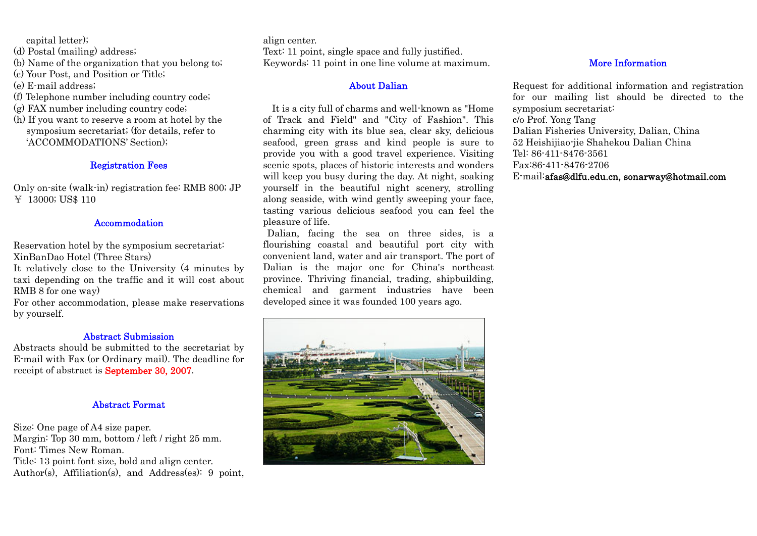capital letter);

(d) Postal (mailing) address;

(b) Name of the organization that you belong to;

(c) Your Post, and Position or Title;

(e) E-mail address;

(f) Telephone number including country code;

(g) FAX number including country code;

(h) If you want to reserve a room at hotel by the symposium secretariat; (for details, refer to 'ACCOMMODATIONS' Section);

### Registration Fees

Only on-site (walk-in) registration fee: RMB 800; JP ￥ 13000; US$ 110

### Accommodation

Reservation hotel by the symposium secretariat:
XinBanDao Hotel (Three Stars)
It relatively close to the University (4 minutes by taxi depending on the traffic and it will cost about RMB 8 for one way)
For other accommodation, please make reservations by yourself.

### Abstract Submission

Abstracts should be submitted to the secretariat by E-mail with Fax (or Ordinary mail). The deadline for receipt of abstract is **September 30, 2007**.

### Abstract Format

Size: One page of A4 size paper.
Margin: Top 30 mm, bottom / left / right 25 mm.
Font: Times New Roman.
Title: 13 point font size, bold and align center.
Author(s), Affiliation(s), and Address(es): 9 point, align center.
Text: 11 point, single space and fully justified.
Keywords: 11 point in one line volume at maximum.

### About Dalian

It is a city full of charms and well-known as "Home of Track and Field" and "City of Fashion". This charming city with its blue sea, clear sky, delicious seafood, green grass and kind people is sure to provide you with a good travel experience. Visiting scenic spots, places of historic interests and wonders will keep you busy during the day. At night, soaking yourself in the beautiful night scenery, strolling along seaside, with wind gently sweeping your face, tasting various delicious seafood you can feel the pleasure of life.

Dalian, facing the sea on three sides, is a flourishing coastal and beautiful port city with convenient land, water and air transport. The port of Dalian is the major one for China's northeast province. Thriving financial, trading, shipbuilding, chemical and garment industries have been developed since it was founded 100 years ago.

### More Information

Request for additional information and registration for our mailing list should be directed to the symposium secretariat:
c/o Prof. Yong Tang
Dalian Fisheries University, Dalian, China
52 Heishijiao-jie Shahekou Dalian China
Tel: 86-411-8476-3561
Fax:86-411-8476-2706
E-mail:afas@dlfu.edu.cn, sonarway@hotmail.com